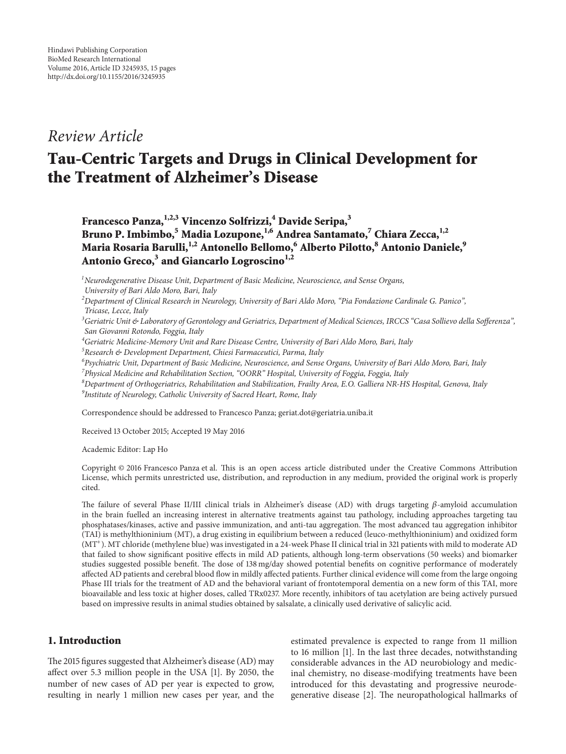Hindawi Publishing Corporation
BioMed Research International
Volume 2016, Article ID 3245935, 15 pages
http://dx.doi.org/10.1155/2016/3245935

*Review Article*

# Tau-Centric Targets and Drugs in Clinical Development for the Treatment of Alzheimer's Disease

**Francesco Panza,[1,2,3] Vincenzo Solfrizzi,[4] Davide Seripa,[3] Bruno P. Imbimbo,[5] Madia Lozupone,[1,6] Andrea Santamato,[7] Chiara Zecca,[1,2] Maria Rosaria Barulli,[1,2] Antonello Bellomo,[6] Alberto Pilotto,[8] Antonio Daniele,[9] Antonio Greco,[3] and Giancarlo Logroscino[1,2]**

[1] *Neurodegenerative Disease Unit, Department of Basic Medicine, Neuroscience, and Sense Organs, University of Bari Aldo Moro, Bari, Italy*
[2] *Department of Clinical Research in Neurology, University of Bari Aldo Moro, "Pia Fondazione Cardinale G. Panico", Tricase, Lecce, Italy*
[3] *Geriatric Unit & Laboratory of Gerontology and Geriatrics, Department of Medical Sciences, IRCCS "Casa Sollievo della Sofferenza", San Giovanni Rotondo, Foggia, Italy*
[4] *Geriatric Medicine-Memory Unit and Rare Disease Centre, University of Bari Aldo Moro, Bari, Italy*
[5] *Research & Development Department, Chiesi Farmaceutici, Parma, Italy*
[6] *Psychiatric Unit, Department of Basic Medicine, Neuroscience, and Sense Organs, University of Bari Aldo Moro, Bari, Italy*
[7] *Physical Medicine and Rehabilitation Section, "OORR" Hospital, University of Foggia, Foggia, Italy*
[8] *Department of Orthogeriatrics, Rehabilitation and Stabilization, Frailty Area, E.O. Galliera NR-HS Hospital, Genova, Italy*
[9] *Institute of Neurology, Catholic University of Sacred Heart, Rome, Italy*

Correspondence should be addressed to Francesco Panza; geriat.dot@geriatria.uniba.it

Received 13 October 2015; Accepted 19 May 2016

Academic Editor: Lap Ho

Copyright © 2016 Francesco Panza et al. This is an open access article distributed under the Creative Commons Attribution License, which permits unrestricted use, distribution, and reproduction in any medium, provided the original work is properly cited.

The failure of several Phase II/III clinical trials in Alzheimer's disease (AD) with drugs targeting $\beta$-amyloid accumulation in the brain fuelled an increasing interest in alternative treatments against tau pathology, including approaches targeting tau phosphatases/kinases, active and passive immunization, and anti-tau aggregation. The most advanced tau aggregation inhibitor (TAI) is methylthioninium (MT), a drug existing in equilibrium between a reduced (leuco-methylthioninium) and oxidized form ($MT^+$). MT chloride (methylene blue) was investigated in a 24-week Phase II clinical trial in 321 patients with mild to moderate AD that failed to show significant positive effects in mild AD patients, although long-term observations (50 weeks) and biomarker studies suggested possible benefit. The dose of 138 mg/day showed potential benefits on cognitive performance of moderately affected AD patients and cerebral blood flow in mildly affected patients. Further clinical evidence will come from the large ongoing Phase III trials for the treatment of AD and the behavioral variant of frontotemporal dementia on a new form of this TAI, more bioavailable and less toxic at higher doses, called TRx0237. More recently, inhibitors of tau acetylation are being actively pursued based on impressive results in animal studies obtained by salsalate, a clinically used derivative of salicylic acid.

## 1. Introduction

The 2015 figures suggested that Alzheimer's disease (AD) may affect over 5.3 million people in the USA [1]. By 2050, the number of new cases of AD per year is expected to grow, resulting in nearly 1 million new cases per year, and the estimated prevalence is expected to range from 11 million to 16 million [1]. In the last three decades, notwithstanding considerable advances in the AD neurobiology and medicinal chemistry, no disease-modifying treatments have been introduced for this devastating and progressive neurodegenerative disease [2]. The neuropathological hallmarks of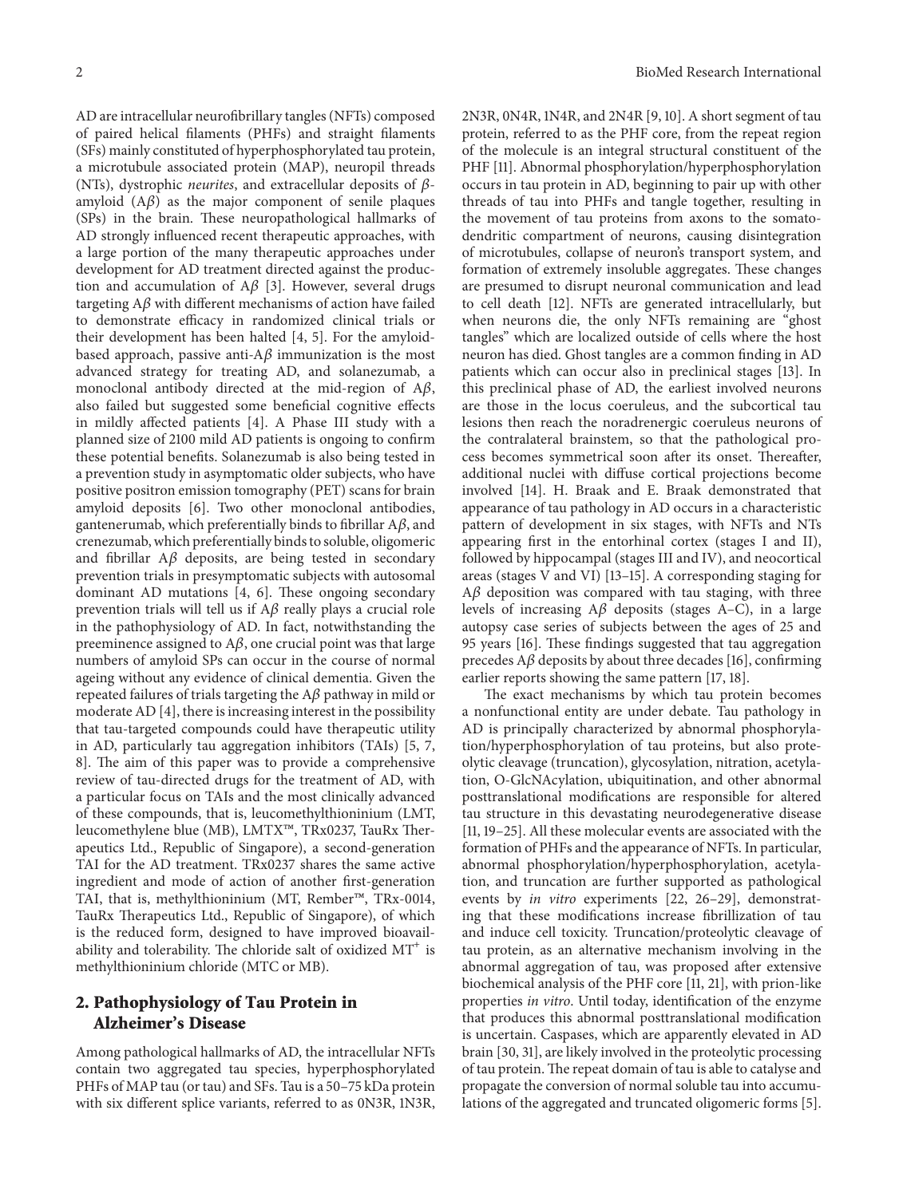AD are intracellular neurofibrillary tangles (NFTs) composed of paired helical filaments (PHFs) and straight filaments (SFs) mainly constituted of hyperphosphorylated tau protein, a microtubule associated protein (MAP), neuropil threads (NTs), dystrophic *neurites*, and extracellular deposits of $\beta$-amyloid (A$\beta$) as the major component of senile plaques (SPs) in the brain. These neuropathological hallmarks of AD strongly influenced recent therapeutic approaches, with a large portion of the many therapeutic approaches under development for AD treatment directed against the production and accumulation of A$\beta$ [3]. However, several drugs targeting A$\beta$ with different mechanisms of action have failed to demonstrate efficacy in randomized clinical trials or their development has been halted [4, 5]. For the amyloid-based approach, passive anti-A$\beta$ immunization is the most advanced strategy for treating AD, and solanezumab, a monoclonal antibody directed at the mid-region of A$\beta$, also failed but suggested some beneficial cognitive effects in mildly affected patients [4]. A Phase III study with a planned size of 2100 mild AD patients is ongoing to confirm these potential benefits. Solanezumab is also being tested in a prevention study in asymptomatic older subjects, who have positive positron emission tomography (PET) scans for brain amyloid deposits [6]. Two other monoclonal antibodies, gantenerumab, which preferentially binds to fibrillar A$\beta$, and crenezumab, which preferentially binds to soluble, oligomeric and fibrillar A$\beta$ deposits, are being tested in secondary prevention trials in presymptomatic subjects with autosomal dominant AD mutations [4, 6]. These ongoing secondary prevention trials will tell us if A$\beta$ really plays a crucial role in the pathophysiology of AD. In fact, notwithstanding the preeminence assigned to A$\beta$, one crucial point was that large numbers of amyloid SPs can occur in the course of normal ageing without any evidence of clinical dementia. Given the repeated failures of trials targeting the A$\beta$ pathway in mild or moderate AD [4], there is increasing interest in the possibility that tau-targeted compounds could have therapeutic utility in AD, particularly tau aggregation inhibitors (TAIs) [5, 7, 8]. The aim of this paper was to provide a comprehensive review of tau-directed drugs for the treatment of AD, with a particular focus on TAIs and the most clinically advanced of these compounds, that is, leucomethylthioninium (LMT, leucomethylene blue (MB), LMTX™, TRx0237, TauRx Therapeutics Ltd., Republic of Singapore), a second-generation TAI for the AD treatment. TRx0237 shares the same active ingredient and mode of action of another first-generation TAI, that is, methylthioninium (MT, Rember™, TRx-0014, TauRx Therapeutics Ltd., Republic of Singapore), of which is the reduced form, designed to have improved bioavailability and tolerability. The chloride salt of oxidized $MT^+$ is methylthioninium chloride (MTC or MB).

## 2. Pathophysiology of Tau Protein in Alzheimer's Disease

Among pathological hallmarks of AD, the intracellular NFTs contain two aggregated tau species, hyperphosphorylated PHFs of MAP tau (or tau) and SFs. Tau is a 50–75 kDa protein with six different splice variants, referred to as 0N3R, 1N3R, 2N3R, 0N4R, 1N4R, and 2N4R [9, 10]. A short segment of tau protein, referred to as the PHF core, from the repeat region of the molecule is an integral structural constituent of the PHF [11]. Abnormal phosphorylation/hyperphosphorylation occurs in tau protein in AD, beginning to pair up with other threads of tau into PHFs and tangle together, resulting in the movement of tau proteins from axons to the somatodendritic compartment of neurons, causing disintegration of microtubules, collapse of neuron's transport system, and formation of extremely insoluble aggregates. These changes are presumed to disrupt neuronal communication and lead to cell death [12]. NFTs are generated intracellularly, but when neurons die, the only NFTs remaining are "ghost tangles" which are localized outside of cells where the host neuron has died. Ghost tangles are a common finding in AD patients which can occur also in preclinical stages [13]. In this preclinical phase of AD, the earliest involved neurons are those in the locus coeruleus, and the subcortical tau lesions then reach the noradrenergic coeruleus neurons of the contralateral brainstem, so that the pathological process becomes symmetrical soon after its onset. Thereafter, additional nuclei with diffuse cortical projections become involved [14]. H. Braak and E. Braak demonstrated that appearance of tau pathology in AD occurs in a characteristic pattern of development in six stages, with NFTs and NTs appearing first in the entorhinal cortex (stages I and II), followed by hippocampal (stages III and IV), and neocortical areas (stages V and VI) [13–15]. A corresponding staging for A$\beta$ deposition was compared with tau staging, with three levels of increasing A$\beta$ deposits (stages A–C), in a large autopsy case series of subjects between the ages of 25 and 95 years [16]. These findings suggested that tau aggregation precedes A$\beta$ deposits by about three decades [16], confirming earlier reports showing the same pattern [17, 18].

The exact mechanisms by which tau protein becomes a nonfunctional entity are under debate. Tau pathology in AD is principally characterized by abnormal phosphorylation/hyperphosphorylation of tau proteins, but also proteolytic cleavage (truncation), glycosylation, nitration, acetylation, O-GlcNAcylation, ubiquitination, and other abnormal posttranslational modifications are responsible for altered tau structure in this devastating neurodegenerative disease [11, 19–25]. All these molecular events are associated with the formation of PHFs and the appearance of NFTs. In particular, abnormal phosphorylation/hyperphosphorylation, acetylation, and truncation are further supported as pathological events by *in vitro* experiments [22, 26–29], demonstrating that these modifications increase fibrillization of tau and induce cell toxicity. Truncation/proteolytic cleavage of tau protein, as an alternative mechanism involving in the abnormal aggregation of tau, was proposed after extensive biochemical analysis of the PHF core [11, 21], with prion-like properties *in vitro*. Until today, identification of the enzyme that produces this abnormal posttranslational modification is uncertain. Caspases, which are apparently elevated in AD brain [30, 31], are likely involved in the proteolytic processing of tau protein. The repeat domain of tau is able to catalyse and propagate the conversion of normal soluble tau into accumulations of the aggregated and truncated oligomeric forms [5].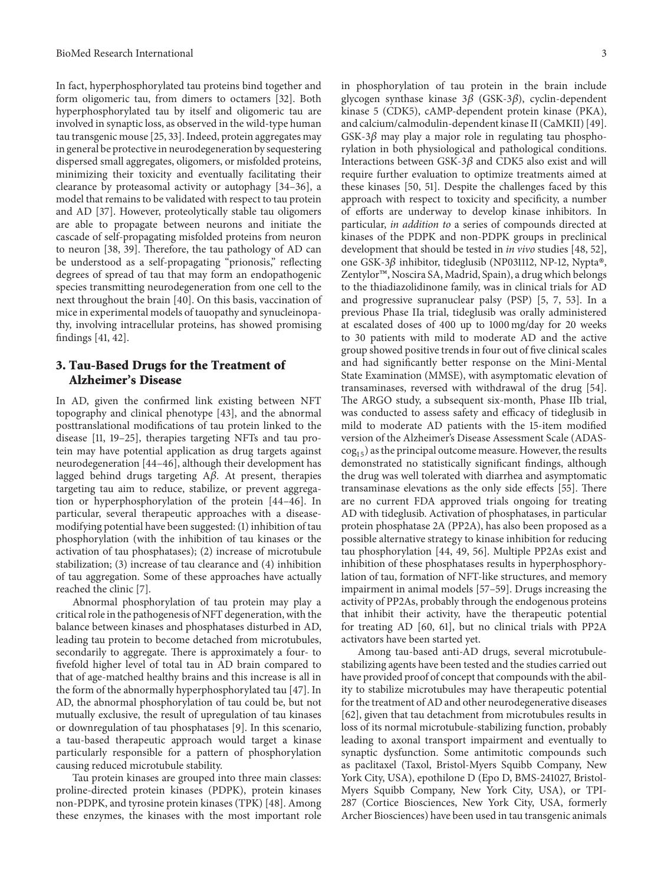In fact, hyperphosphorylated tau proteins bind together and form oligomeric tau, from dimers to octamers [32]. Both hyperphosphorylated tau by itself and oligomeric tau are involved in synaptic loss, as observed in the wild-type human tau transgenic mouse [25, 33]. Indeed, protein aggregates may in general be protective in neurodegeneration by sequestering dispersed small aggregates, oligomers, or misfolded proteins, minimizing their toxicity and eventually facilitating their clearance by proteasomal activity or autophagy [34–36], a model that remains to be validated with respect to tau protein and AD [37]. However, proteolytically stable tau oligomers are able to propagate between neurons and initiate the cascade of self-propagating misfolded proteins from neuron to neuron [38, 39]. Therefore, the tau pathology of AD can be understood as a self-propagating "prionosis," reflecting degrees of spread of tau that may form an endopathogenic species transmitting neurodegeneration from one cell to the next throughout the brain [40]. On this basis, vaccination of mice in experimental models of tauopathy and synucleinopathy, involving intracellular proteins, has showed promising findings [41, 42].

## 3. Tau-Based Drugs for the Treatment of Alzheimer's Disease

In AD, given the confirmed link existing between NFT topography and clinical phenotype [43], and the abnormal posttranslational modifications of tau protein linked to the disease [11, 19–25], therapies targeting NFTs and tau protein may have potential application as drug targets against neurodegeneration [44–46], although their development has lagged behind drugs targeting A$\beta$. At present, therapies targeting tau aim to reduce, stabilize, or prevent aggregation or hyperphosphorylation of the protein [44–46]. In particular, several therapeutic approaches with a disease-modifying potential have been suggested: (1) inhibition of tau phosphorylation (with the inhibition of tau kinases or the activation of tau phosphatases); (2) increase of microtubule stabilization; (3) increase of tau clearance and (4) inhibition of tau aggregation. Some of these approaches have actually reached the clinic [7].

Abnormal phosphorylation of tau protein may play a critical role in the pathogenesis of NFT degeneration, with the balance between kinases and phosphatases disturbed in AD, leading tau protein to become detached from microtubules, secondarily to aggregate. There is approximately a four- to fivefold higher level of total tau in AD brain compared to that of age-matched healthy brains and this increase is all in the form of the abnormally hyperphosphorylated tau [47]. In AD, the abnormal phosphorylation of tau could be, but not mutually exclusive, the result of upregulation of tau kinases or downregulation of tau phosphatases [9]. In this scenario, a tau-based therapeutic approach would target a kinase particularly responsible for a pattern of phosphorylation causing reduced microtubule stability.

Tau protein kinases are grouped into three main classes: proline-directed protein kinases (PDPK), protein kinases non-PDPK, and tyrosine protein kinases (TPK) [48]. Among these enzymes, the kinases with the most important role in phosphorylation of tau protein in the brain include glycogen synthase kinase 3$\beta$ (GSK-3$\beta$), cyclin-dependent kinase 5 (CDK5), cAMP-dependent protein kinase (PKA), and calcium/calmodulin-dependent kinase II (CaMKII) [49]. GSK-3$\beta$ may play a major role in regulating tau phosphorylation in both physiological and pathological conditions. Interactions between GSK-3$\beta$ and CDK5 also exist and will require further evaluation to optimize treatments aimed at these kinases [50, 51]. Despite the challenges faced by this approach with respect to toxicity and specificity, a number of efforts are underway to develop kinase inhibitors. In particular, *in addition to* a series of compounds directed at kinases of the PDPK and non-PDPK groups in preclinical development that should be tested in *in vivo* studies [48, 52], one GSK-3$\beta$ inhibitor, tideglusib (NP031112, NP-12, Nypta®, Zentylor™, Noscira SA, Madrid, Spain), a drug which belongs to the thiadiazolidinone family, was in clinical trials for AD and progressive supranuclear palsy (PSP) [5, 7, 53]. In a previous Phase IIa trial, tideglusib was orally administered at escalated doses of 400 up to 1000 mg/day for 20 weeks to 30 patients with mild to moderate AD and the active group showed positive trends in four out of five clinical scales and had significantly better response on the Mini-Mental State Examination (MMSE), with asymptomatic elevation of transaminases, reversed with withdrawal of the drug [54]. The ARGO study, a subsequent six-month, Phase IIb trial, was conducted to assess safety and efficacy of tideglusib in mild to moderate AD patients with the 15-item modified version of the Alzheimer's Disease Assessment Scale (ADAS-$\text{cog}_{15}$) as the principal outcome measure. However, the results demonstrated no statistically significant findings, although the drug was well tolerated with diarrhea and asymptomatic transaminase elevations as the only side effects [55]. There are no current FDA approved trials ongoing for treating AD with tideglusib. Activation of phosphatases, in particular protein phosphatase 2A (PP2A), has also been proposed as a possible alternative strategy to kinase inhibition for reducing tau phosphorylation [44, 49, 56]. Multiple PP2As exist and inhibition of these phosphatases results in hyperphosphorylation of tau, formation of NFT-like structures, and memory impairment in animal models [57–59]. Drugs increasing the activity of PP2As, probably through the endogenous proteins that inhibit their activity, have the therapeutic potential for treating AD [60, 61], but no clinical trials with PP2A activators have been started yet.

Among tau-based anti-AD drugs, several microtubule-stabilizing agents have been tested and the studies carried out have provided proof of concept that compounds with the ability to stabilize microtubules may have therapeutic potential for the treatment of AD and other neurodegenerative diseases [62], given that tau detachment from microtubules results in loss of its normal microtubule-stabilizing function, probably leading to axonal transport impairment and eventually to synaptic dysfunction. Some antimitotic compounds such as paclitaxel (Taxol, Bristol-Myers Squibb Company, New York City, USA), epothilone D (Epo D, BMS-241027, Bristol-Myers Squibb Company, New York City, USA), or TPI-287 (Cortice Biosciences, New York City, USA, formerly Archer Biosciences) have been used in tau transgenic animals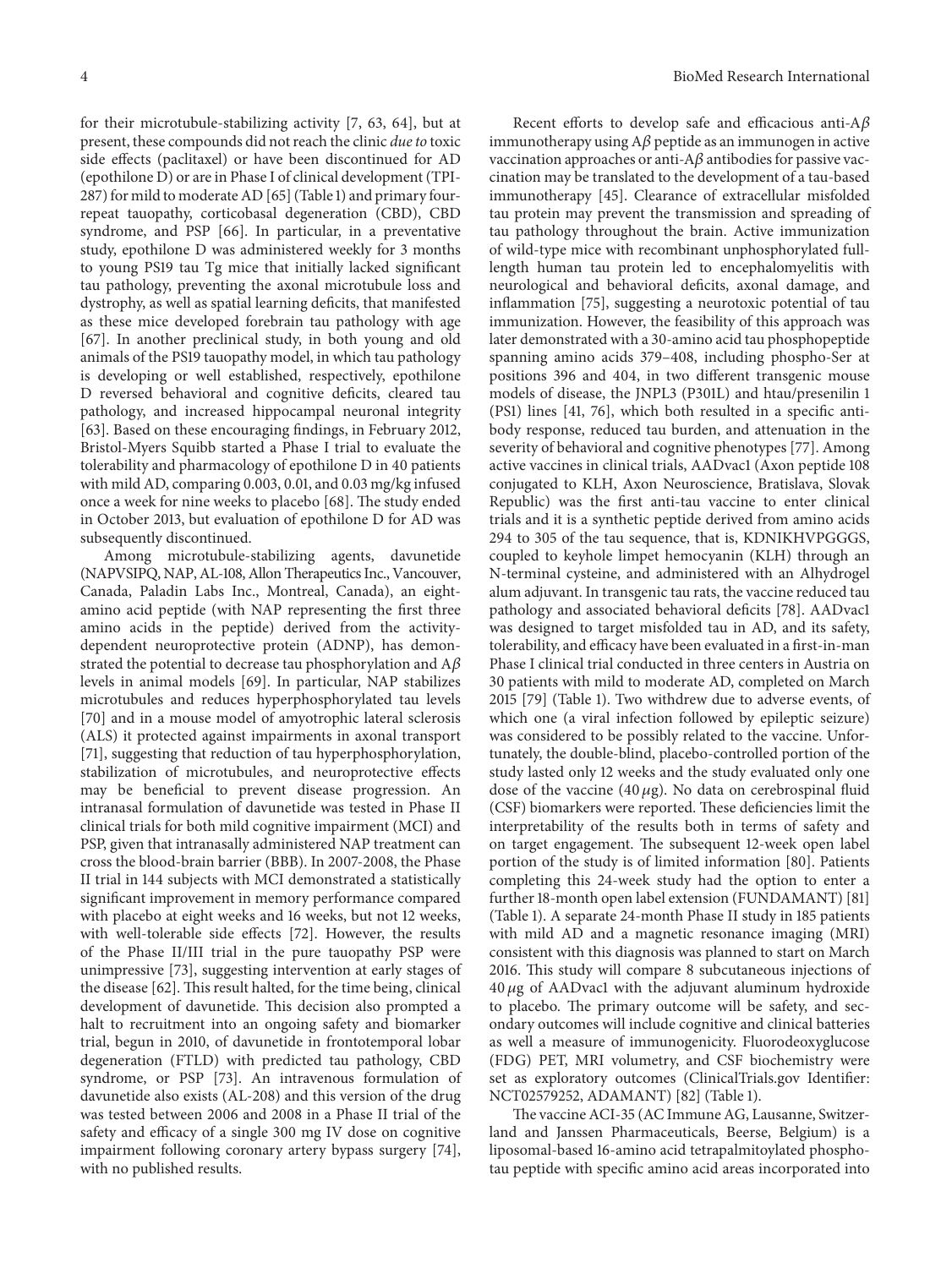for their microtubule-stabilizing activity [7, 63, 64], but at present, these compounds did not reach the clinic *due to* toxic side effects (paclitaxel) or have been discontinued for AD (epothilone D) or are in Phase I of clinical development (TPI-287) for mild to moderate AD [65] (Table 1) and primary four-repeat tauopathy, corticobasal degeneration (CBD), CBD syndrome, and PSP [66]. In particular, in a preventative study, epothilone D was administered weekly for 3 months to young PS19 tau Tg mice that initially lacked significant tau pathology, preventing the axonal microtubule loss and dystrophy, as well as spatial learning deficits, that manifested as these mice developed forebrain tau pathology with age [67]. In another preclinical study, in both young and old animals of the PS19 tauopathy model, in which tau pathology is developing or well established, respectively, epothilone D reversed behavioral and cognitive deficits, cleared tau pathology, and increased hippocampal neuronal integrity [63]. Based on these encouraging findings, in February 2012, Bristol-Myers Squibb started a Phase I trial to evaluate the tolerability and pharmacology of epothilone D in 40 patients with mild AD, comparing 0.003, 0.01, and 0.03 mg/kg infused once a week for nine weeks to placebo [68]. The study ended in October 2013, but evaluation of epothilone D for AD was subsequently discontinued.

Among microtubule-stabilizing agents, davunetide (NAPVSIPQ, NAP, AL-108, Allon Therapeutics Inc., Vancouver, Canada, Paladin Labs Inc., Montreal, Canada), an eight-amino acid peptide (with NAP representing the first three amino acids in the peptide) derived from the activity-dependent neuroprotective protein (ADNP), has demonstrated the potential to decrease tau phosphorylation and A$\beta$ levels in animal models [69]. In particular, NAP stabilizes microtubules and reduces hyperphosphorylated tau levels [70] and in a mouse model of amyotrophic lateral sclerosis (ALS) it protected against impairments in axonal transport [71], suggesting that reduction of tau hyperphosphorylation, stabilization of microtubules, and neuroprotective effects may be beneficial to prevent disease progression. An intranasal formulation of davunetide was tested in Phase II clinical trials for both mild cognitive impairment (MCI) and PSP, given that intranasally administered NAP treatment can cross the blood-brain barrier (BBB). In 2007-2008, the Phase II trial in 144 subjects with MCI demonstrated a statistically significant improvement in memory performance compared with placebo at eight weeks and 16 weeks, but not 12 weeks, with well-tolerable side effects [72]. However, the results of the Phase II/III trial in the pure tauopathy PSP were unimpressive [73], suggesting intervention at early stages of the disease [62]. This result halted, for the time being, clinical development of davunetide. This decision also prompted a halt to recruitment into an ongoing safety and biomarker trial, begun in 2010, of davunetide in frontotemporal lobar degeneration (FTLD) with predicted tau pathology, CBD syndrome, or PSP [73]. An intravenous formulation of davunetide also exists (AL-208) and this version of the drug was tested between 2006 and 2008 in a Phase II trial of the safety and efficacy of a single 300 mg IV dose on cognitive impairment following coronary artery bypass surgery [74], with no published results.

Recent efforts to develop safe and efficacious anti-A$\beta$ immunotherapy using A$\beta$ peptide as an immunogen in active vaccination approaches or anti-A$\beta$ antibodies for passive vaccination may be translated to the development of a tau-based immunotherapy [45]. Clearance of extracellular misfolded tau protein may prevent the transmission and spreading of tau pathology throughout the brain. Active immunization of wild-type mice with recombinant unphosphorylated full-length human tau protein led to encephalomyelitis with neurological and behavioral deficits, axonal damage, and inflammation [75], suggesting a neurotoxic potential of tau immunization. However, the feasibility of this approach was later demonstrated with a 30-amino acid tau phosphopeptide spanning amino acids 379–408, including phospho-Ser at positions 396 and 404, in two different transgenic mouse models of disease, the JNPL3 (P301L) and htau/presenilin 1 (PS1) lines [41, 76], which both resulted in a specific antibody response, reduced tau burden, and attenuation in the severity of behavioral and cognitive phenotypes [77]. Among active vaccines in clinical trials, AADvac1 (Axon peptide 108 conjugated to KLH, Axon Neuroscience, Bratislava, Slovak Republic) was the first anti-tau vaccine to enter clinical trials and it is a synthetic peptide derived from amino acids 294 to 305 of the tau sequence, that is, KDNIKHVPGGGS, coupled to keyhole limpet hemocyanin (KLH) through an N-terminal cysteine, and administered with an Alhydrogel alum adjuvant. In transgenic tau rats, the vaccine reduced tau pathology and associated behavioral deficits [78]. AADvac1 was designed to target misfolded tau in AD, and its safety, tolerability, and efficacy have been evaluated in a first-in-man Phase I clinical trial conducted in three centers in Austria on 30 patients with mild to moderate AD, completed on March 2015 [79] (Table 1). Two withdrew due to adverse events, of which one (a viral infection followed by epileptic seizure) was considered to be possibly related to the vaccine. Unfortunately, the double-blind, placebo-controlled portion of the study lasted only 12 weeks and the study evaluated only one dose of the vaccine (40 $\mu$g). No data on cerebrospinal fluid (CSF) biomarkers were reported. These deficiencies limit the interpretability of the results both in terms of safety and on target engagement. The subsequent 12-week open label portion of the study is of limited information [80]. Patients completing this 24-week study had the option to enter a further 18-month open label extension (FUNDAMANT) [81] (Table 1). A separate 24-month Phase II study in 185 patients with mild AD and a magnetic resonance imaging (MRI) consistent with this diagnosis was planned to start on March 2016. This study will compare 8 subcutaneous injections of 40 $\mu$g of AADvac1 with the adjuvant aluminum hydroxide to placebo. The primary outcome will be safety, and secondary outcomes will include cognitive and clinical batteries as well a measure of immunogenicity. Fluorodeoxyglucose (FDG) PET, MRI volumetry, and CSF biochemistry were set as exploratory outcomes (ClinicalTrials.gov Identifier: NCT02579252, ADAMANT) [82] (Table 1).

The vaccine ACI-35 (AC Immune AG, Lausanne, Switzerland and Janssen Pharmaceuticals, Beerse, Belgium) is a liposomal-based 16-amino acid tetrapalmitoylated phospho-tau peptide with specific amino acid areas incorporated into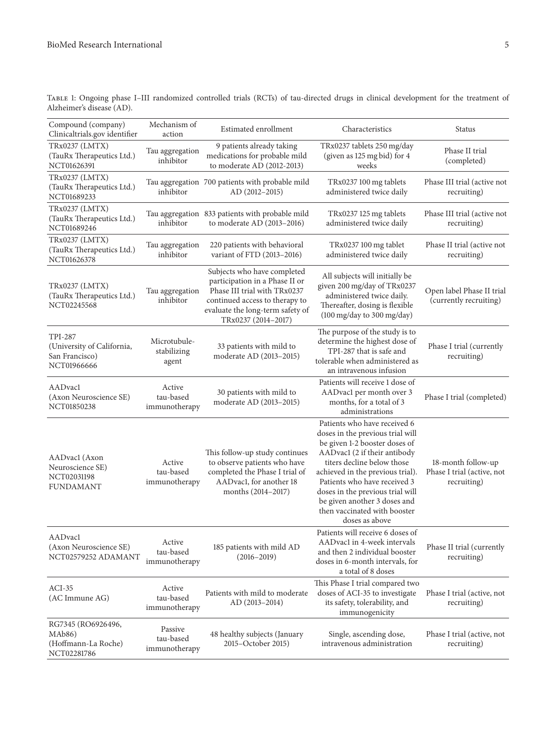Table 1: Ongoing phase I–III randomized controlled trials (RCTs) of tau-directed drugs in clinical development for the treatment of Alzheimer's disease (AD).

| Compound (company) Clinicaltrials.gov identifier | Mechanism of action | Estimated enrollment | Characteristics | Status |
|---|---|---|---|---|
| TRx0237 (LMTX) (TauRx Therapeutics Ltd.) NCT01626391 | Tau aggregation inhibitor | 9 patients already taking medications for probable mild to moderate AD (2012-2013) | TRx0237 tablets 250 mg/day (given as 125 mg bid) for 4 weeks | Phase II trial (completed) |
| TRx0237 (LMTX) (TauRx Therapeutics Ltd.) NCT01689233 | Tau aggregation inhibitor | 700 patients with probable mild AD (2012–2015) | TRx0237 100 mg tablets administered twice daily | Phase III trial (active not recruiting) |
| TRx0237 (LMTX) (TauRx Therapeutics Ltd.) NCT01689246 | Tau aggregation inhibitor | 833 patients with probable mild to moderate AD (2013–2016) | TRx0237 125 mg tablets administered twice daily | Phase III trial (active not recruiting) |
| TRx0237 (LMTX) (TauRx Therapeutics Ltd.) NCT01626378 | Tau aggregation inhibitor | 220 patients with behavioral variant of FTD (2013–2016) | TRx0237 100 mg tablet administered twice daily | Phase II trial (active not recruiting) |
| TRx0237 (LMTX) (TauRx Therapeutics Ltd.) NCT02245568 | Tau aggregation inhibitor | Subjects who have completed participation in a Phase II or Phase III trial with TRx0237 continued access to therapy to evaluate the long-term safety of TRx0237 (2014–2017) | All subjects will initially be given 200 mg/day of TRx0237 administered twice daily. Thereafter, dosing is flexible (100 mg/day to 300 mg/day) | Open label Phase II trial (currently recruiting) |
| TPI-287 (University of California, San Francisco) NCT01966666 | Microtubule-stabilizing agent | 33 patients with mild to moderate AD (2013–2015) | The purpose of the study is to determine the highest dose of TPI-287 that is safe and tolerable when administered as an intravenous infusion | Phase I trial (currently recruiting) |
| AADvac1 (Axon Neuroscience SE) NCT01850238 | Active tau-based immunotherapy | 30 patients with mild to moderate AD (2013–2015) | Patients will receive 1 dose of AADvac1 per month over 3 months, for a total of 3 administrations | Phase I trial (completed) |
| AADvac1 (Axon Neuroscience SE) NCT02031198 FUNDAMANT | Active tau-based immunotherapy | This follow-up study continues to observe patients who have completed the Phase I trial of AADvac1, for another 18 months (2014–2017) | Patients who have received 6 doses in the previous trial will be given 1-2 booster doses of AADvac1 (2 if their antibody titers decline below those achieved in the previous trial). Patients who have received 3 doses in the previous trial will be given another 3 doses and then vaccinated with booster doses as above | 18-month follow-up Phase I trial (active, not recruiting) |
| AADvac1 (Axon Neuroscience SE) NCT02579252 ADAMANT | Active tau-based immunotherapy | 185 patients with mild AD (2016–2019) | Patients will receive 6 doses of AADvac1 in 4-week intervals and then 2 individual booster doses in 6-month intervals, for a total of 8 doses | Phase II trial (currently recruiting) |
| ACI-35 (AC Immune AG) | Active tau-based immunotherapy | Patients with mild to moderate AD (2013–2014) | This Phase I trial compared two doses of ACI-35 to investigate its safety, tolerability, and immunogenicity | Phase I trial (active, not recruiting) |
| RG7345 (RO6926496, MAb86) (Hoffmann-La Roche) NCT02281786 | Passive tau-based immunotherapy | 48 healthy subjects (January 2015–October 2015) | Single, ascending dose, intravenous administration | Phase I trial (active, not recruiting) |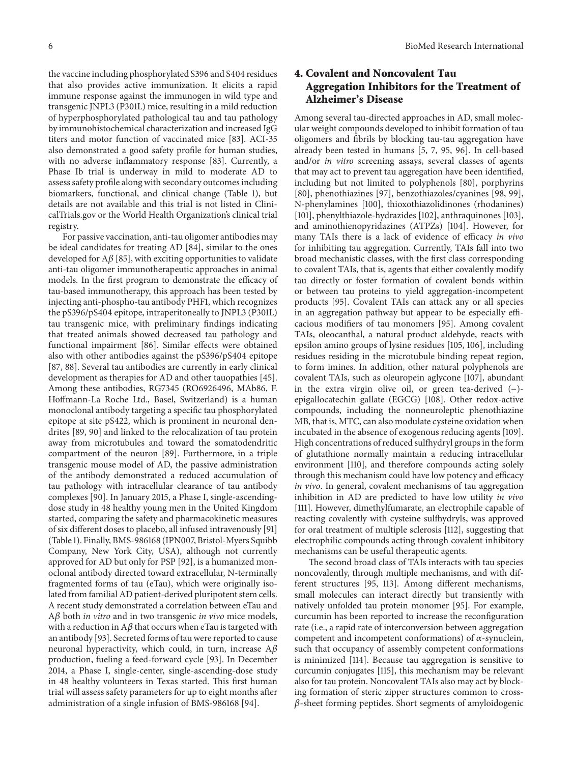the vaccine including phosphorylated S396 and S404 residues that also provides active immunization. It elicits a rapid immune response against the immunogen in wild type and transgenic JNPL3 (P301L) mice, resulting in a mild reduction of hyperphosphorylated pathological tau and tau pathology by immunohistochemical characterization and increased IgG titers and motor function of vaccinated mice [83]. ACI-35 also demonstrated a good safety profile for human studies, with no adverse inflammatory response [83]. Currently, a Phase Ib trial is underway in mild to moderate AD to assess safety profile along with secondary outcomes including biomarkers, functional, and clinical change (Table 1), but details are not available and this trial is not listed in ClinicalTrials.gov or the World Health Organization's clinical trial registry.

For passive vaccination, anti-tau oligomer antibodies may be ideal candidates for treating AD [84], similar to the ones developed for A$\beta$ [85], with exciting opportunities to validate anti-tau oligomer immunotherapeutic approaches in animal models. In the first program to demonstrate the efficacy of tau-based immunotherapy, this approach has been tested by injecting anti-phospho-tau antibody PHF1, which recognizes the pS396/pS404 epitope, intraperitoneally to JNPL3 (P301L) tau transgenic mice, with preliminary findings indicating that treated animals showed decreased tau pathology and functional impairment [86]. Similar effects were obtained also with other antibodies against the pS396/pS404 epitope [87, 88]. Several tau antibodies are currently in early clinical development as therapies for AD and other tauopathies [45]. Among these antibodies, RG7345 (RO6926496, MAb86, F. Hoffmann-La Roche Ltd., Basel, Switzerland) is a human monoclonal antibody targeting a specific tau phosphorylated epitope at site pS422, which is prominent in neuronal dendrites [89, 90] and linked to the relocalization of tau protein away from microtubules and toward the somatodendritic compartment of the neuron [89]. Furthermore, in a triple transgenic mouse model of AD, the passive administration of the antibody demonstrated a reduced accumulation of tau pathology with intracellular clearance of tau antibody complexes [90]. In January 2015, a Phase I, single-ascending-dose study in 48 healthy young men in the United Kingdom started, comparing the safety and pharmacokinetic measures of six different doses to placebo, all infused intravenously [91] (Table 1). Finally, BMS-986168 (IPN007, Bristol-Myers Squibb Company, New York City, USA), although not currently approved for AD but only for PSP [92], is a humanized monoclonal antibody directed toward extracellular, N-terminally fragmented forms of tau (eTau), which were originally isolated from familial AD patient-derived pluripotent stem cells. A recent study demonstrated a correlation between eTau and A$\beta$ both *in vitro* and in two transgenic *in vivo* mice models, with a reduction in A$\beta$ that occurs when eTau is targeted with an antibody [93]. Secreted forms of tau were reported to cause neuronal hyperactivity, which could, in turn, increase A$\beta$ production, fueling a feed-forward cycle [93]. In December 2014, a Phase I, single-center, single-ascending-dose study in 48 healthy volunteers in Texas started. This first human trial will assess safety parameters for up to eight months after administration of a single infusion of BMS-986168 [94].

## 4. Covalent and Noncovalent Tau Aggregation Inhibitors for the Treatment of Alzheimer's Disease

Among several tau-directed approaches in AD, small molecular weight compounds developed to inhibit formation of tau oligomers and fibrils by blocking tau-tau aggregation have already been tested in humans [5, 7, 95, 96]. In cell-based and/or *in vitro* screening assays, several classes of agents that may act to prevent tau aggregation have been identified, including but not limited to polyphenols [80], porphyrins [80], phenothiazines [97], benzothiazoles/cyanines [98, 99], N-phenylamines [100], thioxothiazolidinones (rhodanines) [101], phenylthiazole-hydrazides [102], anthraquinones [103], and aminothienopyridazines (ATPZs) [104]. However, for many TAIs there is a lack of evidence of efficacy *in vivo* for inhibiting tau aggregation. Currently, TAIs fall into two broad mechanistic classes, with the first class corresponding to covalent TAIs, that is, agents that either covalently modify tau directly or foster formation of covalent bonds within or between tau proteins to yield aggregation-incompetent products [95]. Covalent TAIs can attack any or all species in an aggregation pathway but appear to be especially efficacious modifiers of tau monomers [95]. Among covalent TAIs, oleocanthal, a natural product aldehyde, reacts with epsilon amino groups of lysine residues [105, 106], including residues residing in the microtubule binding repeat region, to form imines. In addition, other natural polyphenols are covalent TAIs, such as oleuropein aglycone [107], abundant in the extra virgin olive oil, or green tea-derived (−)-epigallocatechin gallate (EGCG) [108]. Other redox-active compounds, including the nonneuroleptic phenothiazine MB, that is, MTC, can also modulate cysteine oxidation when incubated in the absence of exogenous reducing agents [109]. High concentrations of reduced sulfhydryl groups in the form of glutathione normally maintain a reducing intracellular environment [110], and therefore compounds acting solely through this mechanism could have low potency and efficacy *in vivo*. In general, covalent mechanisms of tau aggregation inhibition in AD are predicted to have low utility *in vivo* [111]. However, dimethylfumarate, an electrophile capable of reacting covalently with cysteine sulfhydryls, was approved for oral treatment of multiple sclerosis [112], suggesting that electrophilic compounds acting through covalent inhibitory mechanisms can be useful therapeutic agents.

The second broad class of TAIs interacts with tau species noncovalently, through multiple mechanisms, and with different structures [95, 113]. Among different mechanisms, small molecules can interact directly but transiently with natively unfolded tau protein monomer [95]. For example, curcumin has been reported to increase the reconfiguration rate (i.e., a rapid rate of interconversion between aggregation competent and incompetent conformations) of $\alpha$-synuclein, such that occupancy of assembly competent conformations is minimized [114]. Because tau aggregation is sensitive to curcumin conjugates [115], this mechanism may be relevant also for tau protein. Noncovalent TAIs also may act by blocking formation of steric zipper structures common to cross-$\beta$-sheet forming peptides. Short segments of amyloidogenic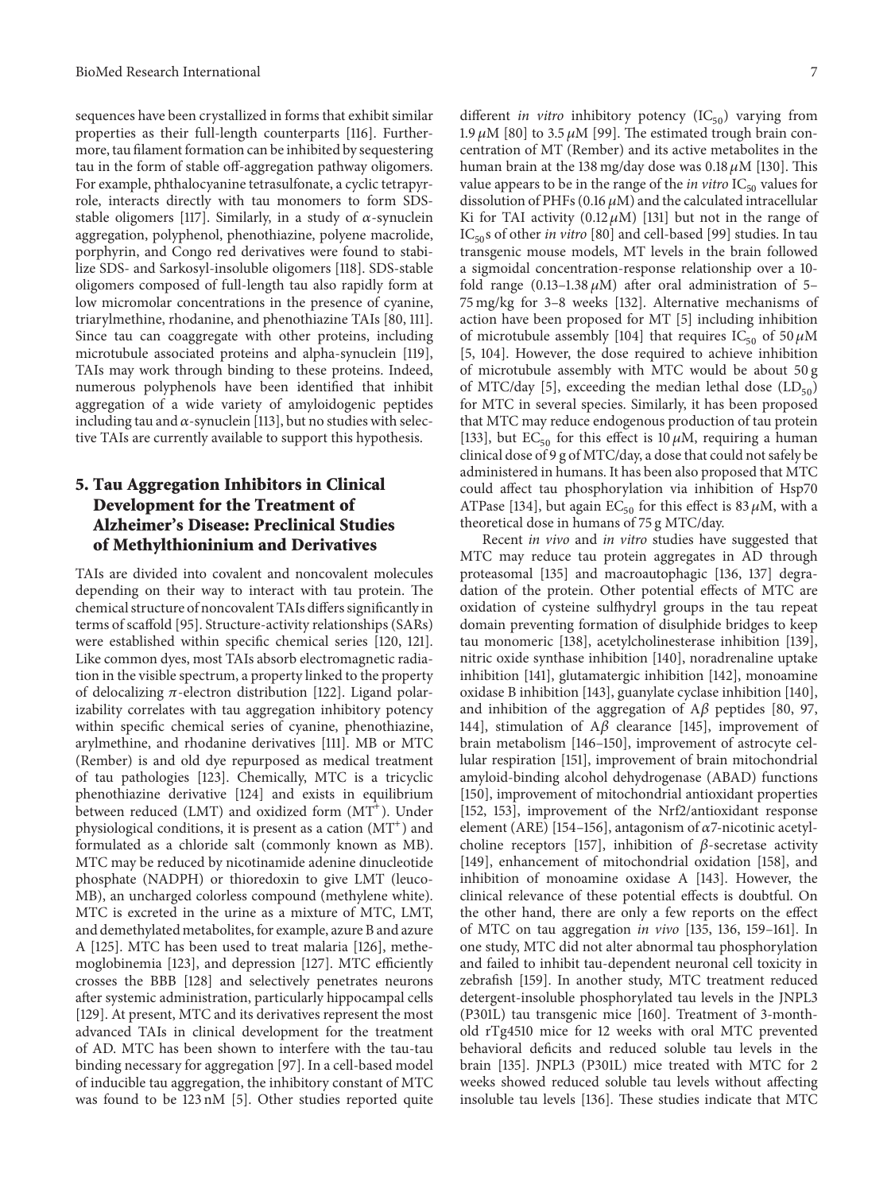sequences have been crystallized in forms that exhibit similar properties as their full-length counterparts [116]. Furthermore, tau filament formation can be inhibited by sequestering tau in the form of stable off-aggregation pathway oligomers. For example, phthalocyanine tetrasulfonate, a cyclic tetrapyrrole, interacts directly with tau monomers to form SDS-stable oligomers [117]. Similarly, in a study of $\alpha$-synuclein aggregation, polyphenol, phenothiazine, polyene macrolide, porphyrin, and Congo red derivatives were found to stabilize SDS- and Sarkosyl-insoluble oligomers [118]. SDS-stable oligomers composed of full-length tau also rapidly form at low micromolar concentrations in the presence of cyanine, triarylmethine, rhodanine, and phenothiazine TAIs [80, 111]. Since tau can coaggregate with other proteins, including microtubule associated proteins and alpha-synuclein [119], TAIs may work through binding to these proteins. Indeed, numerous polyphenols have been identified that inhibit aggregation of a wide variety of amyloidogenic peptides including tau and $\alpha$-synuclein [113], but no studies with selective TAIs are currently available to support this hypothesis.

## 5. Tau Aggregation Inhibitors in Clinical Development for the Treatment of Alzheimer's Disease: Preclinical Studies of Methylthioninium and Derivatives

TAIs are divided into covalent and noncovalent molecules depending on their way to interact with tau protein. The chemical structure of noncovalent TAIs differs significantly in terms of scaffold [95]. Structure-activity relationships (SARs) were established within specific chemical series [120, 121]. Like common dyes, most TAIs absorb electromagnetic radiation in the visible spectrum, a property linked to the property of delocalizing $\pi$-electron distribution [122]. Ligand polarizability correlates with tau aggregation inhibitory potency within specific chemical series of cyanine, phenothiazine, arylmethine, and rhodanine derivatives [111]. MB or MTC (Rember) is and old dye repurposed as medical treatment of tau pathologies [123]. Chemically, MTC is a tricyclic phenothiazine derivative [124] and exists in equilibrium between reduced (LMT) and oxidized form ($MT^+$). Under physiological conditions, it is present as a cation ($MT^+$) and formulated as a chloride salt (commonly known as MB). MTC may be reduced by nicotinamide adenine dinucleotide phosphate (NADPH) or thioredoxin to give LMT (leuco-MB), an uncharged colorless compound (methylene white). MTC is excreted in the urine as a mixture of MTC, LMT, and demethylated metabolites, for example, azure B and azure A [125]. MTC has been used to treat malaria [126], methemoglobinemia [123], and depression [127]. MTC efficiently crosses the BBB [128] and selectively penetrates neurons after systemic administration, particularly hippocampal cells [129]. At present, MTC and its derivatives represent the most advanced TAIs in clinical development for the treatment of AD. MTC has been shown to interfere with the tau-tau binding necessary for aggregation [97]. In a cell-based model of inducible tau aggregation, the inhibitory constant of MTC was found to be 123 nM [5]. Other studies reported quite different *in vitro* inhibitory potency ($IC_{50}$) varying from 1.9 $\mu$M [80] to 3.5 $\mu$M [99]. The estimated trough brain concentration of MT (Rember) and its active metabolites in the human brain at the 138 mg/day dose was 0.18 $\mu$M [130]. This value appears to be in the range of the *in vitro* $IC_{50}$ values for dissolution of PHFs (0.16 $\mu$M) and the calculated intracellular Ki for TAI activity (0.12 $\mu$M) [131] but not in the range of $IC_{50}$s of other *in vitro* [80] and cell-based [99] studies. In tau transgenic mouse models, MT levels in the brain followed a sigmoidal concentration-response relationship over a 10-fold range (0.13–1.38 $\mu$M) after oral administration of 5–75 mg/kg for 3–8 weeks [132]. Alternative mechanisms of action have been proposed for MT [5] including inhibition of microtubule assembly [104] that requires $IC_{50}$ of 50 $\mu$M [5, 104]. However, the dose required to achieve inhibition of microtubule assembly with MTC would be about 50 g of MTC/day [5], exceeding the median lethal dose ($LD_{50}$) for MTC in several species. Similarly, it has been proposed that MTC may reduce endogenous production of tau protein [133], but $EC_{50}$ for this effect is 10 $\mu$M, requiring a human clinical dose of 9 g of MTC/day, a dose that could not safely be administered in humans. It has been also proposed that MTC could affect tau phosphorylation via inhibition of Hsp70 ATPase [134], but again $EC_{50}$ for this effect is 83 $\mu$M, with a theoretical dose in humans of 75 g MTC/day.

Recent *in vivo* and *in vitro* studies have suggested that MTC may reduce tau protein aggregates in AD through proteasomal [135] and macroautophagic [136, 137] degradation of the protein. Other potential effects of MTC are oxidation of cysteine sulfhydryl groups in the tau repeat domain preventing formation of disulphide bridges to keep tau monomeric [138], acetylcholinesterase inhibition [139], nitric oxide synthase inhibition [140], noradrenaline uptake inhibition [141], glutamatergic inhibition [142], monoamine oxidase B inhibition [143], guanylate cyclase inhibition [140], and inhibition of the aggregation of A$\beta$ peptides [80, 97, 144], stimulation of A$\beta$ clearance [145], improvement of brain metabolism [146–150], improvement of astrocyte cellular respiration [151], improvement of brain mitochondrial amyloid-binding alcohol dehydrogenase (ABAD) functions [150], improvement of mitochondrial antioxidant properties [152, 153], improvement of the Nrf2/antioxidant response element (ARE) [154–156], antagonism of $\alpha$7-nicotinic acetylcholine receptors [157], inhibition of $\beta$-secretase activity [149], enhancement of mitochondrial oxidation [158], and inhibition of monoamine oxidase A [143]. However, the clinical relevance of these potential effects is doubtful. On the other hand, there are only a few reports on the effect of MTC on tau aggregation *in vivo* [135, 136, 159–161]. In one study, MTC did not alter abnormal tau phosphorylation and failed to inhibit tau-dependent neuronal cell toxicity in zebrafish [159]. In another study, MTC treatment reduced detergent-insoluble phosphorylated tau levels in the JNPL3 (P301L) tau transgenic mice [160]. Treatment of 3-month-old rTg4510 mice for 12 weeks with oral MTC prevented behavioral deficits and reduced soluble tau levels in the brain [135]. JNPL3 (P301L) mice treated with MTC for 2 weeks showed reduced soluble tau levels without affecting insoluble tau levels [136]. These studies indicate that MTC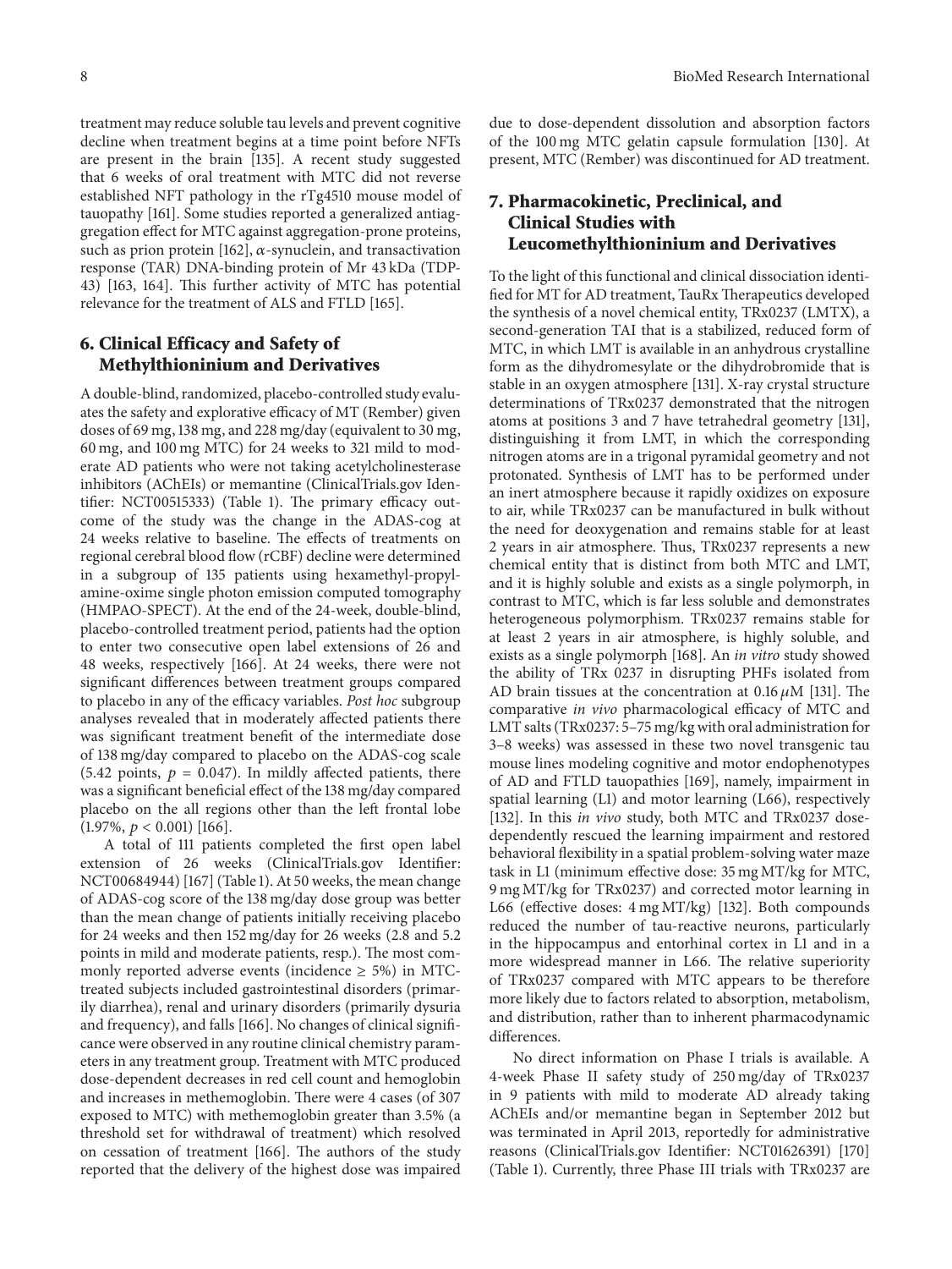treatment may reduce soluble tau levels and prevent cognitive decline when treatment begins at a time point before NFTs are present in the brain [135]. A recent study suggested that 6 weeks of oral treatment with MTC did not reverse established NFT pathology in the rTg4510 mouse model of tauopathy [161]. Some studies reported a generalized antiaggregation effect for MTC against aggregation-prone proteins, such as prion protein [162], $\alpha$-synuclein, and transactivation response (TAR) DNA-binding protein of Mr 43 kDa (TDP-43) [163, 164]. This further activity of MTC has potential relevance for the treatment of ALS and FTLD [165].

## 6. Clinical Efficacy and Safety of Methylthioninium and Derivatives

A double-blind, randomized, placebo-controlled study evaluates the safety and explorative efficacy of MT (Rember) given doses of 69 mg, 138 mg, and 228 mg/day (equivalent to 30 mg, 60 mg, and 100 mg MTC) for 24 weeks to 321 mild to moderate AD patients who were not taking acetylcholinesterase inhibitors (AChEIs) or memantine (ClinicalTrials.gov Identifier: NCT00515333) (Table 1). The primary efficacy outcome of the study was the change in the ADAS-cog at 24 weeks relative to baseline. The effects of treatments on regional cerebral blood flow (rCBF) decline were determined in a subgroup of 135 patients using hexamethyl-propyl-amine-oxime single photon emission computed tomography (HMPAO-SPECT). At the end of the 24-week, double-blind, placebo-controlled treatment period, patients had the option to enter two consecutive open label extensions of 26 and 48 weeks, respectively [166]. At 24 weeks, there were not significant differences between treatment groups compared to placebo in any of the efficacy variables. *Post hoc* subgroup analyses revealed that in moderately affected patients there was significant treatment benefit of the intermediate dose of 138 mg/day compared to placebo on the ADAS-cog scale (5.42 points, $p = 0.047$). In mildly affected patients, there was a significant beneficial effect of the 138 mg/day compared placebo on the all regions other than the left frontal lobe (1.97%, $p < 0.001$) [166].

A total of 111 patients completed the first open label extension of 26 weeks (ClinicalTrials.gov Identifier: NCT00684944) [167] (Table 1). At 50 weeks, the mean change of ADAS-cog score of the 138 mg/day dose group was better than the mean change of patients initially receiving placebo for 24 weeks and then 152 mg/day for 26 weeks (2.8 and 5.2 points in mild and moderate patients, resp.). The most commonly reported adverse events (incidence $\geq 5\%$) in MTC-treated subjects included gastrointestinal disorders (primarily diarrhea), renal and urinary disorders (primarily dysuria and frequency), and falls [166]. No changes of clinical significance were observed in any routine clinical chemistry parameters in any treatment group. Treatment with MTC produced dose-dependent decreases in red cell count and hemoglobin and increases in methemoglobin. There were 4 cases (of 307 exposed to MTC) with methemoglobin greater than 3.5% (a threshold set for withdrawal of treatment) which resolved on cessation of treatment [166]. The authors of the study reported that the delivery of the highest dose was impaired due to dose-dependent dissolution and absorption factors of the 100 mg MTC gelatin capsule formulation [130]. At present, MTC (Rember) was discontinued for AD treatment.

## 7. Pharmacokinetic, Preclinical, and Clinical Studies with Leucomethylthioninium and Derivatives

To the light of this functional and clinical dissociation identified for MT for AD treatment, TauRx Therapeutics developed the synthesis of a novel chemical entity, TRx0237 (LMTX), a second-generation TAI that is a stabilized, reduced form of MTC, in which LMT is available in an anhydrous crystalline form as the dihydromesylate or the dihydrobromide that is stable in an oxygen atmosphere [131]. X-ray crystal structure determinations of TRx0237 demonstrated that the nitrogen atoms at positions 3 and 7 have tetrahedral geometry [131], distinguishing it from LMT, in which the corresponding nitrogen atoms are in a trigonal pyramidal geometry and not protonated. Synthesis of LMT has to be performed under an inert atmosphere because it rapidly oxidizes on exposure to air, while TRx0237 can be manufactured in bulk without the need for deoxygenation and remains stable for at least 2 years in air atmosphere. Thus, TRx0237 represents a new chemical entity that is distinct from both MTC and LMT, and it is highly soluble and exists as a single polymorph, in contrast to MTC, which is far less soluble and demonstrates heterogeneous polymorphism. TRx0237 remains stable for at least 2 years in air atmosphere, is highly soluble, and exists as a single polymorph [168]. An *in vitro* study showed the ability of TRx 0237 in disrupting PHFs isolated from AD brain tissues at the concentration at 0.16 $\mu$M [131]. The comparative *in vivo* pharmacological efficacy of MTC and LMT salts (TRx0237: 5–75 mg/kg with oral administration for 3–8 weeks) was assessed in these two novel transgenic tau mouse lines modeling cognitive and motor endophenotypes of AD and FTLD tauopathies [169], namely, impairment in spatial learning (L1) and motor learning (L66), respectively [132]. In this *in vivo* study, both MTC and TRx0237 dose-dependently rescued the learning impairment and restored behavioral flexibility in a spatial problem-solving water maze task in L1 (minimum effective dose: 35 mg MT/kg for MTC, 9 mg MT/kg for TRx0237) and corrected motor learning in L66 (effective doses: 4 mg MT/kg) [132]. Both compounds reduced the number of tau-reactive neurons, particularly in the hippocampus and entorhinal cortex in L1 and in a more widespread manner in L66. The relative superiority of TRx0237 compared with MTC appears to be therefore more likely due to factors related to absorption, metabolism, and distribution, rather than to inherent pharmacodynamic differences.

No direct information on Phase I trials is available. A 4-week Phase II safety study of 250 mg/day of TRx0237 in 9 patients with mild to moderate AD already taking AChEIs and/or memantine began in September 2012 but was terminated in April 2013, reportedly for administrative reasons (ClinicalTrials.gov Identifier: NCT01626391) [170] (Table 1). Currently, three Phase III trials with TRx0237 are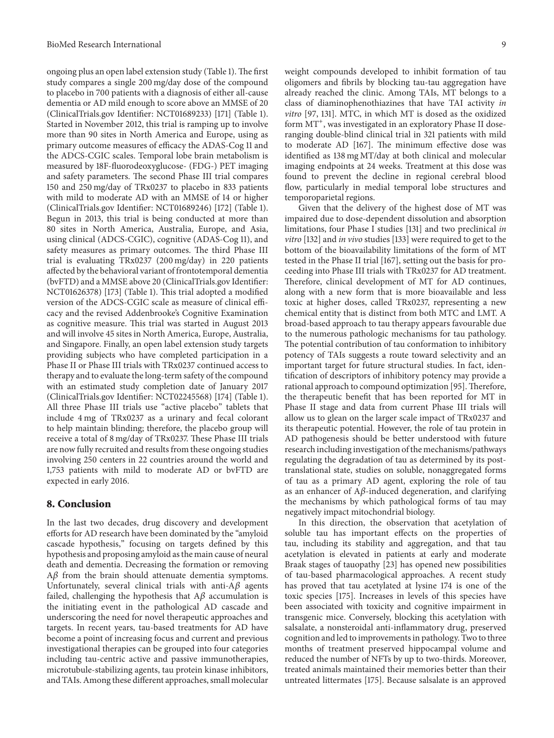ongoing plus an open label extension study (Table 1). The first study compares a single 200 mg/day dose of the compound to placebo in 700 patients with a diagnosis of either all-cause dementia or AD mild enough to score above an MMSE of 20 (ClinicalTrials.gov Identifier: NCT01689233) [171] (Table 1). Started in November 2012, this trial is ramping up to involve more than 90 sites in North America and Europe, using as primary outcome measures of efficacy the ADAS-Cog 11 and the ADCS-CGIC scales. Temporal lobe brain metabolism is measured by 18F-fluorodeoxyglucose- (FDG-) PET imaging and safety parameters. The second Phase III trial compares 150 and 250 mg/day of TRx0237 to placebo in 833 patients with mild to moderate AD with an MMSE of 14 or higher (ClinicalTrials.gov Identifier: NCT01689246) [172] (Table 1). Begun in 2013, this trial is being conducted at more than 80 sites in North America, Australia, Europe, and Asia, using clinical (ADCS-CGIC), cognitive (ADAS-Cog 11), and safety measures as primary outcomes. The third Phase III trial is evaluating TRx0237 (200 mg/day) in 220 patients affected by the behavioral variant of frontotemporal dementia (bvFTD) and a MMSE above 20 (ClinicalTrials.gov Identifier: NCT01626378) [173] (Table 1). This trial adopted a modified version of the ADCS-CGIC scale as measure of clinical efficacy and the revised Addenbrooke's Cognitive Examination as cognitive measure. This trial was started in August 2013 and will involve 45 sites in North America, Europe, Australia, and Singapore. Finally, an open label extension study targets providing subjects who have completed participation in a Phase II or Phase III trials with TRx0237 continued access to therapy and to evaluate the long-term safety of the compound with an estimated study completion date of January 2017 (ClinicalTrials.gov Identifier: NCT02245568) [174] (Table 1). All three Phase III trials use "active placebo" tablets that include 4 mg of TRx0237 as a urinary and fecal colorant to help maintain blinding; therefore, the placebo group will receive a total of 8 mg/day of TRx0237. These Phase III trials are now fully recruited and results from these ongoing studies involving 250 centers in 22 countries around the world and 1,753 patients with mild to moderate AD or bvFTD are expected in early 2016.

## 8. Conclusion

In the last two decades, drug discovery and development efforts for AD research have been dominated by the "amyloid cascade hypothesis," focusing on targets defined by this hypothesis and proposing amyloid as the main cause of neural death and dementia. Decreasing the formation or removing A$\beta$ from the brain should attenuate dementia symptoms. Unfortunately, several clinical trials with anti-A$\beta$ agents failed, challenging the hypothesis that A$\beta$ accumulation is the initiating event in the pathological AD cascade and underscoring the need for novel therapeutic approaches and targets. In recent years, tau-based treatments for AD have become a point of increasing focus and current and previous investigational therapies can be grouped into four categories including tau-centric active and passive immunotherapies, microtubule-stabilizing agents, tau protein kinase inhibitors, and TAIs. Among these different approaches, small molecular weight compounds developed to inhibit formation of tau oligomers and fibrils by blocking tau-tau aggregation have already reached the clinic. Among TAIs, MT belongs to a class of diaminophenothiazines that have TAI activity *in vitro* [97, 131]. MTC, in which MT is dosed as the oxidized form $MT^{+}$, was investigated in an exploratory Phase II dose-ranging double-blind clinical trial in 321 patients with mild to moderate AD [167]. The minimum effective dose was identified as 138 mg MT/day at both clinical and molecular imaging endpoints at 24 weeks. Treatment at this dose was found to prevent the decline in regional cerebral blood flow, particularly in medial temporal lobe structures and temporoparietal regions.

Given that the delivery of the highest dose of MT was impaired due to dose-dependent dissolution and absorption limitations, four Phase I studies [131] and two preclinical *in vitro* [132] and *in vivo* studies [133] were required to get to the bottom of the bioavailability limitations of the form of MT tested in the Phase II trial [167], setting out the basis for proceeding into Phase III trials with TRx0237 for AD treatment. Therefore, clinical development of MT for AD continues, along with a new form that is more bioavailable and less toxic at higher doses, called TRx0237, representing a new chemical entity that is distinct from both MTC and LMT. A broad-based approach to tau therapy appears favourable due to the numerous pathologic mechanisms for tau pathology. The potential contribution of tau conformation to inhibitory potency of TAIs suggests a route toward selectivity and an important target for future structural studies. In fact, identification of descriptors of inhibitory potency may provide a rational approach to compound optimization [95]. Therefore, the therapeutic benefit that has been reported for MT in Phase II stage and data from current Phase III trials will allow us to glean on the larger scale impact of TRx0237 and its therapeutic potential. However, the role of tau protein in AD pathogenesis should be better understood with future research including investigation of the mechanisms/pathways regulating the degradation of tau as determined by its post-translational state, studies on soluble, nonaggregated forms of tau as a primary AD agent, exploring the role of tau as an enhancer of A$\beta$-induced degeneration, and clarifying the mechanisms by which pathological forms of tau may negatively impact mitochondrial biology.

In this direction, the observation that acetylation of soluble tau has important effects on the properties of tau, including its stability and aggregation, and that tau acetylation is elevated in patients at early and moderate Braak stages of tauopathy [23] has opened new possibilities of tau-based pharmacological approaches. A recent study has proved that tau acetylated at lysine 174 is one of the toxic species [175]. Increases in levels of this species have been associated with toxicity and cognitive impairment in transgenic mice. Conversely, blocking this acetylation with salsalate, a nonsteroidal anti-inflammatory drug, preserved cognition and led to improvements in pathology. Two to three months of treatment preserved hippocampal volume and reduced the number of NFTs by up to two-thirds. Moreover, treated animals maintained their memories better than their untreated littermates [175]. Because salsalate is an approved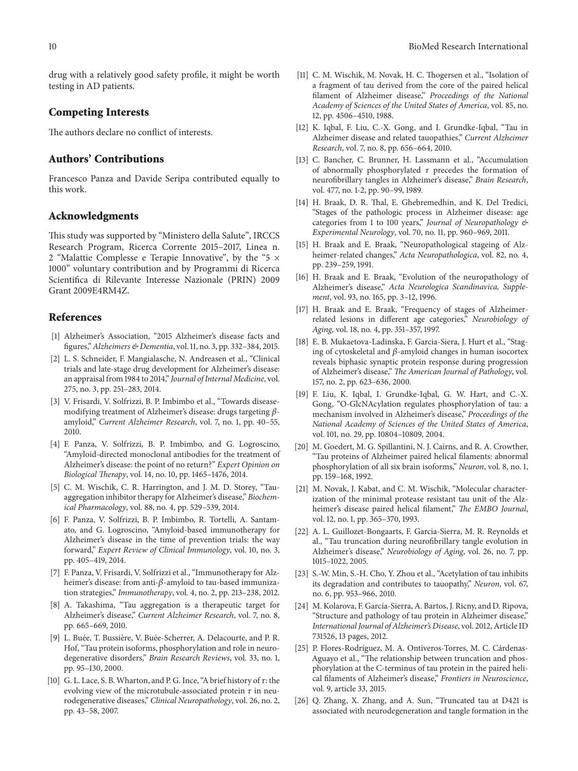drug with a relatively good safety profile, it might be worth testing in AD patients.

## Competing Interests

The authors declare no conflict of interests.

## Authors' Contributions

Francesco Panza and Davide Seripa contributed equally to this work.

## Acknowledgments

This study was supported by "Ministero della Salute", IRCCS Research Program, Ricerca Corrente 2015–2017, Linea n. 2 "Malattie Complesse e Terapie Innovative", by the "5 × 1000" voluntary contribution and by Programmi di Ricerca Scientifica di Rilevante Interesse Nazionale (PRIN) 2009 Grant 2009E4RM4Z.

## References

[1] Alzheimer's Association, "2015 Alzheimer's disease facts and figures," *Alzheimers & Dementia*, vol. 11, no. 3, pp. 332–384, 2015.

[2] L. S. Schneider, F. Mangialasche, N. Andreasen et al., "Clinical trials and late-stage drug development for Alzheimer's disease: an appraisal from 1984 to 2014," *Journal of Internal Medicine*, vol. 275, no. 3, pp. 251–283, 2014.

[3] V. Frisardi, V. Solfrizzi, B. P. Imbimbo et al., "Towards disease-modifying treatment of Alzheimer's disease: drugs targeting $\beta$-amyloid," *Current Alzheimer Research*, vol. 7, no. 1, pp. 40–55, 2010.

[4] F. Panza, V. Solfrizzi, B. P. Imbimbo, and G. Logroscino, "Amyloid-directed monoclonal antibodies for the treatment of Alzheimer's disease: the point of no return?" *Expert Opinion on Biological Therapy*, vol. 14, no. 10, pp. 1465–1476, 2014.

[5] C. M. Wischik, C. R. Harrington, and J. M. D. Storey, "Tau-aggregation inhibitor therapy for Alzheimer's disease," *Biochemical Pharmacology*, vol. 88, no. 4, pp. 529–539, 2014.

[6] F. Panza, V. Solfrizzi, B. P. Imbimbo, R. Tortelli, A. Santamato, and G. Logroscino, "Amyloid-based immunotherapy for Alzheimer's disease in the time of prevention trials: the way forward," *Expert Review of Clinical Immunology*, vol. 10, no. 3, pp. 405–419, 2014.

[7] F. Panza, V. Frisardi, V. Solfrizzi et al., "Immunotherapy for Alzheimer's disease: from anti-$\beta$-amyloid to tau-based immunization strategies," *Immunotherapy*, vol. 4, no. 2, pp. 213–238, 2012.

[8] A. Takashima, "Tau aggregation is a therapeutic target for Alzheimer's disease," *Current Alzheimer Research*, vol. 7, no. 8, pp. 665–669, 2010.

[9] L. Buée, T. Bussière, V. Buée-Scherrer, A. Delacourte, and P. R. Hof, "Tau protein isoforms, phosphorylation and role in neurodegenerative disorders," *Brain Research Reviews*, vol. 33, no. 1, pp. 95–130, 2000.

[10] G. L. Lace, S. B. Wharton, and P. G. Ince, "A brief history of $\tau$: the evolving view of the microtubule-associated protein $\tau$ in neurodegenerative diseases," *Clinical Neuropathology*, vol. 26, no. 2, pp. 43–58, 2007.

[11] C. M. Wischik, M. Novak, H. C. Thogersen et al., "Isolation of a fragment of tau derived from the core of the paired helical filament of Alzheimer disease," *Proceedings of the National Academy of Sciences of the United States of America*, vol. 85, no. 12, pp. 4506–4510, 1988.

[12] K. Iqbal, F. Liu, C.-X. Gong, and I. Grundke-Iqbal, "Tau in Alzheimer disease and related tauopathies," *Current Alzheimer Research*, vol. 7, no. 8, pp. 656–664, 2010.

[13] C. Bancher, C. Brunner, H. Lassmann et al., "Accumulation of abnormally phosphorylated $\tau$ precedes the formation of neurofibrillary tangles in Alzheimer's disease," *Brain Research*, vol. 477, no. 1-2, pp. 90–99, 1989.

[14] H. Braak, D. R. Thal, E. Ghebremedhin, and K. Del Tredici, "Stages of the pathologic process in Alzheimer disease: age categories from 1 to 100 years," *Journal of Neuropathology & Experimental Neurology*, vol. 70, no. 11, pp. 960–969, 2011.

[15] H. Braak and E. Braak, "Neuropathological stageing of Alzheimer-related changes," *Acta Neuropathologica*, vol. 82, no. 4, pp. 239–259, 1991.

[16] H. Braak and E. Braak, "Evolution of the neuropathology of Alzheimer's disease," *Acta Neurologica Scandinavica, Supplement*, vol. 93, no. 165, pp. 3–12, 1996.

[17] H. Braak and E. Braak, "Frequency of stages of Alzheimer-related lesions in different age categories," *Neurobiology of Aging*, vol. 18, no. 4, pp. 351–357, 1997.

[18] E. B. Mukaetova-Ladinska, F. Garcia-Siera, J. Hurt et al., "Staging of cytoskeletal and $\beta$-amyloid changes in human isocortex reveals biphasic synaptic protein response during progression of Alzheimer's disease," *The American Journal of Pathology*, vol. 157, no. 2, pp. 623–636, 2000.

[19] F. Liu, K. Iqbal, I. Grundke-Iqbal, G. W. Hart, and C.-X. Gong, "O-GlcNAcylation regulates phosphorylation of tau: a mechanism involved in Alzheimer's disease," *Proceedings of the National Academy of Sciences of the United States of America*, vol. 101, no. 29, pp. 10804–10809, 2004.

[20] M. Goedert, M. G. Spillantini, N. J. Cairns, and R. A. Crowther, "Tau proteins of Alzheimer paired helical filaments: abnormal phosphorylation of all six brain isoforms," *Neuron*, vol. 8, no. 1, pp. 159–168, 1992.

[21] M. Novak, J. Kabat, and C. M. Wischik, "Molecular characterization of the minimal protease resistant tau unit of the Alzheimer's disease paired helical filament," *The EMBO Journal*, vol. 12, no. 1, pp. 365–370, 1993.

[22] A. L. Guillozet-Bongaarts, F. Garcia-Sierra, M. R. Reynolds et al., "Tau truncation during neurofibrillary tangle evolution in Alzheimer's disease," *Neurobiology of Aging*, vol. 26, no. 7, pp. 1015–1022, 2005.

[23] S.-W. Min, S.-H. Cho, Y. Zhou et al., "Acetylation of tau inhibits its degradation and contributes to tauopathy," *Neuron*, vol. 67, no. 6, pp. 953–966, 2010.

[24] M. Kolarova, F. García-Sierra, A. Bartos, J. Ricny, and D. Ripova, "Structure and pathology of tau protein in Alzheimer disease," *International Journal of Alzheimer's Disease*, vol. 2012, Article ID 731526, 13 pages, 2012.

[25] P. Flores-Rodríguez, M. A. Ontiveros-Torres, M. C. Cárdenas-Aguayo et al., "The relationship between truncation and phosphorylation at the C-terminus of tau protein in the paired helical filaments of Alzheimer's disease," *Frontiers in Neuroscience*, vol. 9, article 33, 2015.

[26] Q. Zhang, X. Zhang, and A. Sun, "Truncated tau at D421 is associated with neurodegeneration and tangle formation in the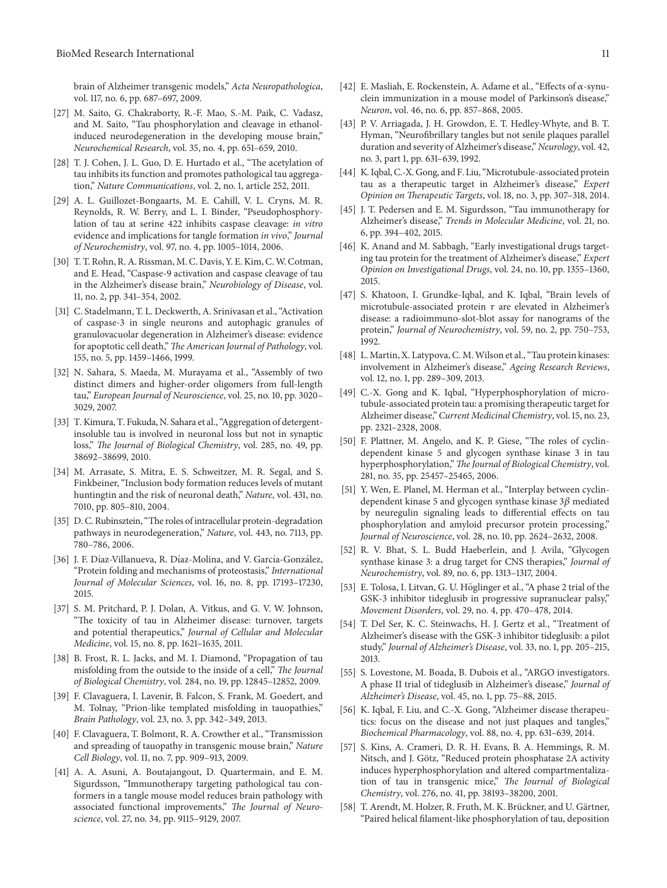brain of Alzheimer transgenic models," *Acta Neuropathologica*, vol. 117, no. 6, pp. 687–697, 2009.

[27] M. Saito, G. Chakraborty, R.-F. Mao, S.-M. Paik, C. Vadasz, and M. Saito, "Tau phosphorylation and cleavage in ethanol-induced neurodegeneration in the developing mouse brain," *Neurochemical Research*, vol. 35, no. 4, pp. 651–659, 2010.

[28] T. J. Cohen, J. L. Guo, D. E. Hurtado et al., "The acetylation of tau inhibits its function and promotes pathological tau aggregation," *Nature Communications*, vol. 2, no. 1, article 252, 2011.

[29] A. L. Guillozet-Bongaarts, M. E. Cahill, V. L. Cryns, M. R. Reynolds, R. W. Berry, and L. I. Binder, "Pseudophosphorylation of tau at serine 422 inhibits caspase cleavage: *in vitro* evidence and implications for tangle formation *in vivo*," *Journal of Neurochemistry*, vol. 97, no. 4, pp. 1005–1014, 2006.

[30] T. T. Rohn, R. A. Rissman, M. C. Davis, Y. E. Kim, C. W. Cotman, and E. Head, "Caspase-9 activation and caspase cleavage of tau in the Alzheimer's disease brain," *Neurobiology of Disease*, vol. 11, no. 2, pp. 341–354, 2002.

[31] C. Stadelmann, T. L. Deckwerth, A. Srinivasan et al., "Activation of caspase-3 in single neurons and autophagic granules of granulovacuolar degeneration in Alzheimer's disease: evidence for apoptotic cell death," *The American Journal of Pathology*, vol. 155, no. 5, pp. 1459–1466, 1999.

[32] N. Sahara, S. Maeda, M. Murayama et al., "Assembly of two distinct dimers and higher-order oligomers from full-length tau," *European Journal of Neuroscience*, vol. 25, no. 10, pp. 3020–3029, 2007.

[33] T. Kimura, T. Fukuda, N. Sahara et al., "Aggregation of detergent-insoluble tau is involved in neuronal loss but not in synaptic loss," *The Journal of Biological Chemistry*, vol. 285, no. 49, pp. 38692–38699, 2010.

[34] M. Arrasate, S. Mitra, E. S. Schweitzer, M. R. Segal, and S. Finkbeiner, "Inclusion body formation reduces levels of mutant huntingtin and the risk of neuronal death," *Nature*, vol. 431, no. 7010, pp. 805–810, 2004.

[35] D. C. Rubinsztein, "The roles of intracellular protein-degradation pathways in neurodegeneration," *Nature*, vol. 443, no. 7113, pp. 780–786, 2006.

[36] J. F. Díaz-Villanueva, R. Díaz-Molina, and V. García-González, "Protein folding and mechanisms of proteostasis," *International Journal of Molecular Sciences*, vol. 16, no. 8, pp. 17193–17230, 2015.

[37] S. M. Pritchard, P. J. Dolan, A. Vitkus, and G. V. W. Johnson, "The toxicity of tau in Alzheimer disease: turnover, targets and potential therapeutics," *Journal of Cellular and Molecular Medicine*, vol. 15, no. 8, pp. 1621–1635, 2011.

[38] B. Frost, R. L. Jacks, and M. I. Diamond, "Propagation of tau misfolding from the outside to the inside of a cell," *The Journal of Biological Chemistry*, vol. 284, no. 19, pp. 12845–12852, 2009.

[39] F. Clavaguera, I. Lavenir, B. Falcon, S. Frank, M. Goedert, and M. Tolnay, "Prion-like templated misfolding in tauopathies," *Brain Pathology*, vol. 23, no. 3, pp. 342–349, 2013.

[40] F. Clavaguera, T. Bolmont, R. A. Crowther et al., "Transmission and spreading of tauopathy in transgenic mouse brain," *Nature Cell Biology*, vol. 11, no. 7, pp. 909–913, 2009.

[41] A. A. Asuni, A. Boutajangout, D. Quartermain, and E. M. Sigurdsson, "Immunotherapy targeting pathological tau conformers in a tangle mouse model reduces brain pathology with associated functional improvements," *The Journal of Neuroscience*, vol. 27, no. 34, pp. 9115–9129, 2007.

[42] E. Masliah, E. Rockenstein, A. Adame et al., "Effects of $\alpha$-synuclein immunization in a mouse model of Parkinson's disease," *Neuron*, vol. 46, no. 6, pp. 857–868, 2005.

[43] P. V. Arriagada, J. H. Growdon, E. T. Hedley-Whyte, and B. T. Hyman, "Neurofibrillary tangles but not senile plaques parallel duration and severity of Alzheimer's disease," *Neurology*, vol. 42, no. 3, part 1, pp. 631–639, 1992.

[44] K. Iqbal, C.-X. Gong, and F. Liu, "Microtubule-associated protein tau as a therapeutic target in Alzheimer's disease," *Expert Opinion on Therapeutic Targets*, vol. 18, no. 3, pp. 307–318, 2014.

[45] J. T. Pedersen and E. M. Sigurdsson, "Tau immunotherapy for Alzheimer's disease," *Trends in Molecular Medicine*, vol. 21, no. 6, pp. 394–402, 2015.

[46] K. Anand and M. Sabbagh, "Early investigational drugs targeting tau protein for the treatment of Alzheimer's disease," *Expert Opinion on Investigational Drugs*, vol. 24, no. 10, pp. 1355–1360, 2015.

[47] S. Khatoon, I. Grundke-Iqbal, and K. Iqbal, "Brain levels of microtubule-associated protein $\tau$ are elevated in Alzheimer's disease: a radioimmuno-slot-blot assay for nanograms of the protein," *Journal of Neurochemistry*, vol. 59, no. 2, pp. 750–753, 1992.

[48] L. Martin, X. Latypova, C. M. Wilson et al., "Tau protein kinases: involvement in Alzheimer's disease," *Ageing Research Reviews*, vol. 12, no. 1, pp. 289–309, 2013.

[49] C.-X. Gong and K. Iqbal, "Hyperphosphorylation of microtubule-associated protein tau: a promising therapeutic target for Alzheimer disease," *Current Medicinal Chemistry*, vol. 15, no. 23, pp. 2321–2328, 2008.

[50] F. Plattner, M. Angelo, and K. P. Giese, "The roles of cyclin-dependent kinase 5 and glycogen synthase kinase 3 in tau hyperphosphorylation," *The Journal of Biological Chemistry*, vol. 281, no. 35, pp. 25457–25465, 2006.

[51] Y. Wen, E. Planel, M. Herman et al., "Interplay between cyclin-dependent kinase 5 and glycogen synthase kinase $3\beta$ mediated by neuregulin signaling leads to differential effects on tau phosphorylation and amyloid precursor protein processing," *Journal of Neuroscience*, vol. 28, no. 10, pp. 2624–2632, 2008.

[52] R. V. Bhat, S. L. Budd Haeberlein, and J. Avila, "Glycogen synthase kinase 3: a drug target for CNS therapies," *Journal of Neurochemistry*, vol. 89, no. 6, pp. 1313–1317, 2004.

[53] E. Tolosa, I. Litvan, G. U. Höglinger et al., "A phase 2 trial of the GSK-3 inhibitor tideglusib in progressive supranuclear palsy," *Movement Disorders*, vol. 29, no. 4, pp. 470–478, 2014.

[54] T. Del Ser, K. C. Steinwachs, H. J. Gertz et al., "Treatment of Alzheimer's disease with the GSK-3 inhibitor tideglusib: a pilot study," *Journal of Alzheimer's Disease*, vol. 33, no. 1, pp. 205–215, 2013.

[55] S. Lovestone, M. Boada, B. Dubois et al., "ARGO investigators. A phase II trial of tideglusib in Alzheimer's disease," *Journal of Alzheimer's Disease*, vol. 45, no. 1, pp. 75–88, 2015.

[56] K. Iqbal, F. Liu, and C.-X. Gong, "Alzheimer disease therapeutics: focus on the disease and not just plaques and tangles," *Biochemical Pharmacology*, vol. 88, no. 4, pp. 631–639, 2014.

[57] S. Kins, A. Crameri, D. R. H. Evans, B. A. Hemmings, R. M. Nitsch, and J. Götz, "Reduced protein phosphatase 2A activity induces hyperphosphorylation and altered compartmentalization of tau in transgenic mice," *The Journal of Biological Chemistry*, vol. 276, no. 41, pp. 38193–38200, 2001.

[58] T. Arendt, M. Holzer, R. Fruth, M. K. Brückner, and U. Gärtner, "Paired helical filament-like phosphorylation of tau, deposition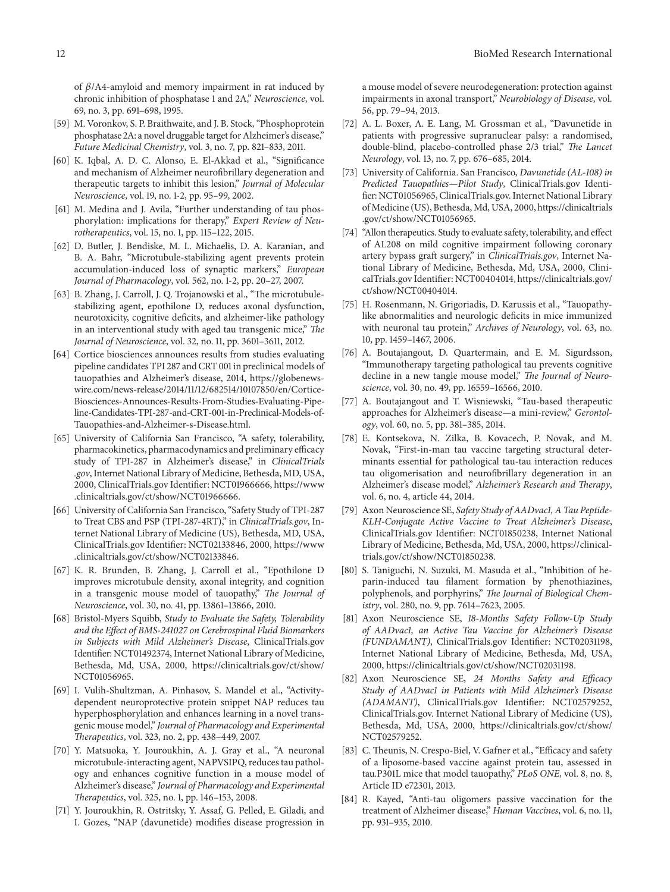of $\beta$/A4-amyloid and memory impairment in rat induced by chronic inhibition of phosphatase 1 and 2A," *Neuroscience*, vol. 69, no. 3, pp. 691–698, 1995.

[59] M. Voronkov, S. P. Braithwaite, and J. B. Stock, "Phosphoprotein phosphatase 2A: a novel druggable target for Alzheimer's disease," *Future Medicinal Chemistry*, vol. 3, no. 7, pp. 821–833, 2011.

[60] K. Iqbal, A. D. C. Alonso, E. El-Akkad et al., "Significance and mechanism of Alzheimer neurofibrillary degeneration and therapeutic targets to inhibit this lesion," *Journal of Molecular Neuroscience*, vol. 19, no. 1-2, pp. 95–99, 2002.

[61] M. Medina and J. Avila, "Further understanding of tau phosphorylation: implications for therapy," *Expert Review of Neurotherapeutics*, vol. 15, no. 1, pp. 115–122, 2015.

[62] D. Butler, J. Bendiske, M. L. Michaelis, D. A. Karanian, and B. A. Bahr, "Microtubule-stabilizing agent prevents protein accumulation-induced loss of synaptic markers," *European Journal of Pharmacology*, vol. 562, no. 1-2, pp. 20–27, 2007.

[63] B. Zhang, J. Carroll, J. Q. Trojanowski et al., "The microtubule-stabilizing agent, epothilone D, reduces axonal dysfunction, neurotoxicity, cognitive deficits, and alzheimer-like pathology in an interventional study with aged tau transgenic mice," *The Journal of Neuroscience*, vol. 32, no. 11, pp. 3601–3611, 2012.

[64] Cortice biosciences announces results from studies evaluating pipeline candidates TPI 287 and CRT 001 in preclinical models of tauopathies and Alzheimer's disease, 2014, https://globenewswire.com/news-release/2014/11/12/682514/10107850/en/Cortice-Biosciences-Announces-Results-From-Studies-Evaluating-Pipeline-Candidates-TPI-287-and-CRT-001-in-Preclinical-Models-of-Tauopathies-and-Alzheimer-s-Disease.html.

[65] University of California San Francisco, "A safety, tolerability, pharmacokinetics, pharmacodynamics and preliminary efficacy study of TPI-287 in Alzheimer's disease," in *ClinicalTrials.gov*, Internet National Library of Medicine, Bethesda, MD, USA, 2000, ClinicalTrials.gov Identifier: NCT01966666, https://www.clinicaltrials.gov/ct/show/NCT01966666.

[66] University of California San Francisco, "Safety Study of TPI-287 to Treat CBS and PSP (TPI-287-4RT)," in *ClinicalTrials.gov*, Internet National Library of Medicine (US), Bethesda, MD, USA, ClinicalTrials.gov Identifier: NCT02133846, 2000, https://www.clinicaltrials.gov/ct/show/NCT02133846.

[67] K. R. Brunden, B. Zhang, J. Carroll et al., "Epothilone D improves microtubule density, axonal integrity, and cognition in a transgenic mouse model of tauopathy," *The Journal of Neuroscience*, vol. 30, no. 41, pp. 13861–13866, 2010.

[68] Bristol-Myers Squibb, *Study to Evaluate the Safety, Tolerability and the Effect of BMS-241027 on Cerebrospinal Fluid Biomarkers in Subjects with Mild Alzheimer's Disease*, ClinicalTrials.gov Identifier: NCT01492374, Internet National Library of Medicine, Bethesda, Md, USA, 2000, https://clinicaltrials.gov/ct/show/NCT01056965.

[69] I. Vulih-Shultzman, A. Pinhasov, S. Mandel et al., "Activity-dependent neuroprotective protein snippet NAP reduces tau hyperphosphorylation and enhances learning in a novel transgenic mouse model," *Journal of Pharmacology and Experimental Therapeutics*, vol. 323, no. 2, pp. 438–449, 2007.

[70] Y. Matsuoka, Y. Jouroukhin, A. J. Gray et al., "A neuronal microtubule-interacting agent, NAPVSIPQ, reduces tau pathology and enhances cognitive function in a mouse model of Alzheimer's disease," *Journal of Pharmacology and Experimental Therapeutics*, vol. 325, no. 1, pp. 146–153, 2008.

[71] Y. Jouroukhin, R. Ostritsky, Y. Assaf, G. Pelled, E. Giladi, and I. Gozes, "NAP (davunetide) modifies disease progression in a mouse model of severe neurodegeneration: protection against impairments in axonal transport," *Neurobiology of Disease*, vol. 56, pp. 79–94, 2013.

[72] A. L. Boxer, A. E. Lang, M. Grossman et al., "Davunetide in patients with progressive supranuclear palsy: a randomised, double-blind, placebo-controlled phase 2/3 trial," *The Lancet Neurology*, vol. 13, no. 7, pp. 676–685, 2014.

[73] University of California. San Francisco, *Davunetide (AL-108) in Predicted Tauopathies—Pilot Study*, ClinicalTrials.gov Identifier: NCT01056965, ClinicalTrials.gov. Internet National Library of Medicine (US), Bethesda, Md, USA, 2000, https://clinicaltrials.gov/ct/show/NCT01056965.

[74] "Allon therapeutics. Study to evaluate safety, tolerability, and effect of AL208 on mild cognitive impairment following coronary artery bypass graft surgery," in *ClinicalTrials.gov*, Internet National Library of Medicine, Bethesda, Md, USA, 2000, ClinicalTrials.gov Identifier: NCT00404014, https://clinicaltrials.gov/ct/show/NCT00404014.

[75] H. Rosenmann, N. Grigoriadis, D. Karussis et al., "Tauopathy-like abnormalities and neurologic deficits in mice immunized with neuronal tau protein," *Archives of Neurology*, vol. 63, no. 10, pp. 1459–1467, 2006.

[76] A. Boutajangout, D. Quartermain, and E. M. Sigurdsson, "Immunotherapy targeting pathological tau prevents cognitive decline in a new tangle mouse model," *The Journal of Neuroscience*, vol. 30, no. 49, pp. 16559–16566, 2010.

[77] A. Boutajangout and T. Wisniewski, "Tau-based therapeutic approaches for Alzheimer's disease—a mini-review," *Gerontology*, vol. 60, no. 5, pp. 381–385, 2014.

[78] E. Kontsekova, N. Zilka, B. Kovacech, P. Novak, and M. Novak, "First-in-man tau vaccine targeting structural determinants essential for pathological tau-tau interaction reduces tau oligomerisation and neurofibrillary degeneration in an Alzheimer's disease model," *Alzheimer's Research and Therapy*, vol. 6, no. 4, article 44, 2014.

[79] Axon Neuroscience SE, *Safety Study of AADvac1, A Tau Peptide-KLH-Conjugate Active Vaccine to Treat Alzheimer's Disease*, ClinicalTrials.gov Identifier: NCT01850238, Internet National Library of Medicine, Bethesda, Md, USA, 2000, https://clinicaltrials.gov/ct/show/NCT01850238.

[80] S. Taniguchi, N. Suzuki, M. Masuda et al., "Inhibition of heparin-induced tau filament formation by phenothiazines, polyphenols, and porphyrins," *The Journal of Biological Chemistry*, vol. 280, no. 9, pp. 7614–7623, 2005.

[81] Axon Neuroscience SE, *18-Months Safety Follow-Up Study of AADvac1, an Active Tau Vaccine for Alzheimer's Disease (FUNDAMANT)*, ClinicalTrials.gov Identifier: NCT02031198, Internet National Library of Medicine, Bethesda, Md, USA, 2000, https://clinicaltrials.gov/ct/show/NCT02031198.

[82] Axon Neuroscience SE, *24 Months Safety and Efficacy Study of AADvac1 in Patients with Mild Alzheimer's Disease (ADAMANT)*, ClinicalTrials.gov Identifier: NCT02579252, ClinicalTrials.gov. Internet National Library of Medicine (US), Bethesda, Md, USA, 2000, https://clinicaltrials.gov/ct/show/NCT02579252.

[83] C. Theunis, N. Crespo-Biel, V. Gafner et al., "Efficacy and safety of a liposome-based vaccine against protein tau, assessed in tau.P301L mice that model tauopathy," *PLoS ONE*, vol. 8, no. 8, Article ID e72301, 2013.

[84] R. Kayed, "Anti-tau oligomers passive vaccination for the treatment of Alzheimer disease," *Human Vaccines*, vol. 6, no. 11, pp. 931–935, 2010.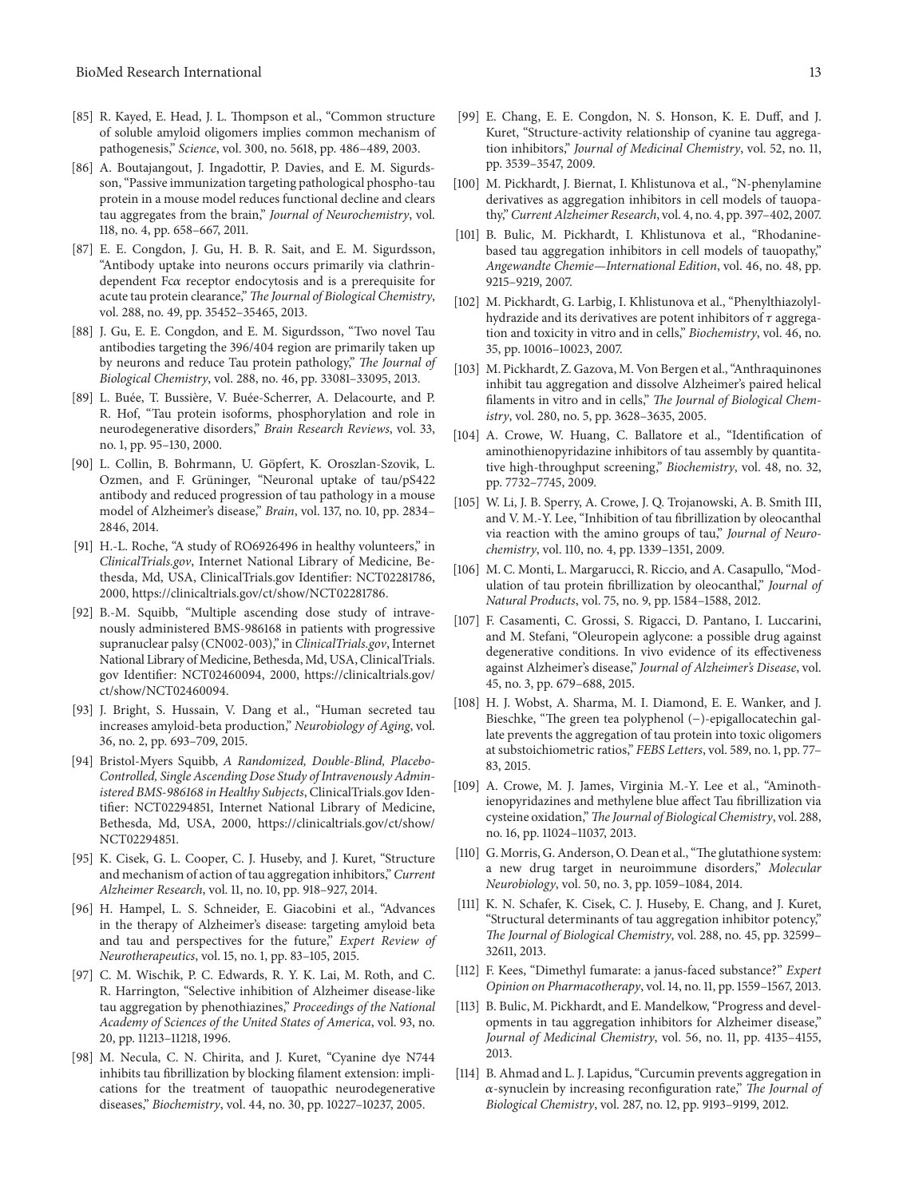[85] R. Kayed, E. Head, J. L. Thompson et al., "Common structure of soluble amyloid oligomers implies common mechanism of pathogenesis," *Science*, vol. 300, no. 5618, pp. 486–489, 2003.

[86] A. Boutajangout, J. Ingadottir, P. Davies, and E. M. Sigurdsson, "Passive immunization targeting pathological phospho-tau protein in a mouse model reduces functional decline and clears tau aggregates from the brain," *Journal of Neurochemistry*, vol. 118, no. 4, pp. 658–667, 2011.

[87] E. E. Congdon, J. Gu, H. B. R. Sait, and E. M. Sigurdsson, "Antibody uptake into neurons occurs primarily via clathrin-dependent Fc$\alpha$ receptor endocytosis and is a prerequisite for acute tau protein clearance," *The Journal of Biological Chemistry*, vol. 288, no. 49, pp. 35452–35465, 2013.

[88] J. Gu, E. E. Congdon, and E. M. Sigurdsson, "Two novel Tau antibodies targeting the 396/404 region are primarily taken up by neurons and reduce Tau protein pathology," *The Journal of Biological Chemistry*, vol. 288, no. 46, pp. 33081–33095, 2013.

[89] L. Buée, T. Bussière, V. Buée-Scherrer, A. Delacourte, and P. R. Hof, "Tau protein isoforms, phosphorylation and role in neurodegenerative disorders," *Brain Research Reviews*, vol. 33, no. 1, pp. 95–130, 2000.

[90] L. Collin, B. Bohrmann, U. Göpfert, K. Oroszlan-Szovik, L. Ozmen, and F. Grüninger, "Neuronal uptake of tau/pS422 antibody and reduced progression of tau pathology in a mouse model of Alzheimer's disease," *Brain*, vol. 137, no. 10, pp. 2834–2846, 2014.

[91] H.-L. Roche, "A study of RO6926496 in healthy volunteers," in *ClinicalTrials.gov*, Internet National Library of Medicine, Bethesda, Md, USA, ClinicalTrials.gov Identifier: NCT02281786, 2000, https://clinicaltrials.gov/ct/show/NCT02281786.

[92] B.-M. Squibb, "Multiple ascending dose study of intravenously administered BMS-986168 in patients with progressive supranuclear palsy (CN002-003)," in *ClinicalTrials.gov*, Internet National Library of Medicine, Bethesda, Md, USA, ClinicalTrials.gov Identifier: NCT02460094, 2000, https://clinicaltrials.gov/ct/show/NCT02460094.

[93] J. Bright, S. Hussain, V. Dang et al., "Human secreted tau increases amyloid-beta production," *Neurobiology of Aging*, vol. 36, no. 2, pp. 693–709, 2015.

[94] Bristol-Myers Squibb, *A Randomized, Double-Blind, Placebo-Controlled, Single Ascending Dose Study of Intravenously Administered BMS-986168 in Healthy Subjects*, ClinicalTrials.gov Identifier: NCT02294851, Internet National Library of Medicine, Bethesda, Md, USA, 2000, https://clinicaltrials.gov/ct/show/NCT02294851.

[95] K. Cisek, G. L. Cooper, C. J. Huseby, and J. Kuret, "Structure and mechanism of action of tau aggregation inhibitors," *Current Alzheimer Research*, vol. 11, no. 10, pp. 918–927, 2014.

[96] H. Hampel, L. S. Schneider, E. Giacobini et al., "Advances in the therapy of Alzheimer's disease: targeting amyloid beta and tau and perspectives for the future," *Expert Review of Neurotherapeutics*, vol. 15, no. 1, pp. 83–105, 2015.

[97] C. M. Wischik, P. C. Edwards, R. Y. K. Lai, M. Roth, and C. R. Harrington, "Selective inhibition of Alzheimer disease-like tau aggregation by phenothiazines," *Proceedings of the National Academy of Sciences of the United States of America*, vol. 93, no. 20, pp. 11213–11218, 1996.

[98] M. Necula, C. N. Chirita, and J. Kuret, "Cyanine dye N744 inhibits tau fibrillization by blocking filament extension: implications for the treatment of tauopathic neurodegenerative diseases," *Biochemistry*, vol. 44, no. 30, pp. 10227–10237, 2005.

[99] E. Chang, E. E. Congdon, N. S. Honson, K. E. Duff, and J. Kuret, "Structure-activity relationship of cyanine tau aggregation inhibitors," *Journal of Medicinal Chemistry*, vol. 52, no. 11, pp. 3539–3547, 2009.

[100] M. Pickhardt, J. Biernat, I. Khlistunova et al., "N-phenylamine derivatives as aggregation inhibitors in cell models of tauopathy," *Current Alzheimer Research*, vol. 4, no. 4, pp. 397–402, 2007.

[101] B. Bulic, M. Pickhardt, I. Khlistunova et al., "Rhodanine-based tau aggregation inhibitors in cell models of tauopathy," *Angewandte Chemie—International Edition*, vol. 46, no. 48, pp. 9215–9219, 2007.

[102] M. Pickhardt, G. Larbig, I. Khlistunova et al., "Phenylthiazolyl-hydrazide and its derivatives are potent inhibitors of $\tau$ aggregation and toxicity in vitro and in cells," *Biochemistry*, vol. 46, no. 35, pp. 10016–10023, 2007.

[103] M. Pickhardt, Z. Gazova, M. Von Bergen et al., "Anthraquinones inhibit tau aggregation and dissolve Alzheimer's paired helical filaments in vitro and in cells," *The Journal of Biological Chemistry*, vol. 280, no. 5, pp. 3628–3635, 2005.

[104] A. Crowe, W. Huang, C. Ballatore et al., "Identification of aminothienopyridazine inhibitors of tau assembly by quantitative high-throughput screening," *Biochemistry*, vol. 48, no. 32, pp. 7732–7745, 2009.

[105] W. Li, J. B. Sperry, A. Crowe, J. Q. Trojanowski, A. B. Smith III, and V. M.-Y. Lee, "Inhibition of tau fibrillization by oleocanthal via reaction with the amino groups of tau," *Journal of Neurochemistry*, vol. 110, no. 4, pp. 1339–1351, 2009.

[106] M. C. Monti, L. Margarucci, R. Riccio, and A. Casapullo, "Modulation of tau protein fibrillization by oleocanthal," *Journal of Natural Products*, vol. 75, no. 9, pp. 1584–1588, 2012.

[107] F. Casamenti, C. Grossi, S. Rigacci, D. Pantano, I. Luccarini, and M. Stefani, "Oleuropein aglycone: a possible drug against degenerative conditions. In vivo evidence of its effectiveness against Alzheimer's disease," *Journal of Alzheimer's Disease*, vol. 45, no. 3, pp. 679–688, 2015.

[108] H. J. Wobst, A. Sharma, M. I. Diamond, E. E. Wanker, and J. Bieschke, "The green tea polyphenol (−)-epigallocatechin gallate prevents the aggregation of tau protein into toxic oligomers at substoichiometric ratios," *FEBS Letters*, vol. 589, no. 1, pp. 77–83, 2015.

[109] A. Crowe, M. J. James, Virginia M.-Y. Lee et al., "Aminothienopyridazines and methylene blue affect Tau fibrillization via cysteine oxidation," *The Journal of Biological Chemistry*, vol. 288, no. 16, pp. 11024–11037, 2013.

[110] G. Morris, G. Anderson, O. Dean et al., "The glutathione system: a new drug target in neuroimmune disorders," *Molecular Neurobiology*, vol. 50, no. 3, pp. 1059–1084, 2014.

[111] K. N. Schafer, K. Cisek, C. J. Huseby, E. Chang, and J. Kuret, "Structural determinants of tau aggregation inhibitor potency," *The Journal of Biological Chemistry*, vol. 288, no. 45, pp. 32599–32611, 2013.

[112] F. Kees, "Dimethyl fumarate: a janus-faced substance?" *Expert Opinion on Pharmacotherapy*, vol. 14, no. 11, pp. 1559–1567, 2013.

[113] B. Bulic, M. Pickhardt, and E. Mandelkow, "Progress and developments in tau aggregation inhibitors for Alzheimer disease," *Journal of Medicinal Chemistry*, vol. 56, no. 11, pp. 4135–4155, 2013.

[114] B. Ahmad and L. J. Lapidus, "Curcumin prevents aggregation in $\alpha$-synuclein by increasing reconfiguration rate," *The Journal of Biological Chemistry*, vol. 287, no. 12, pp. 9193–9199, 2012.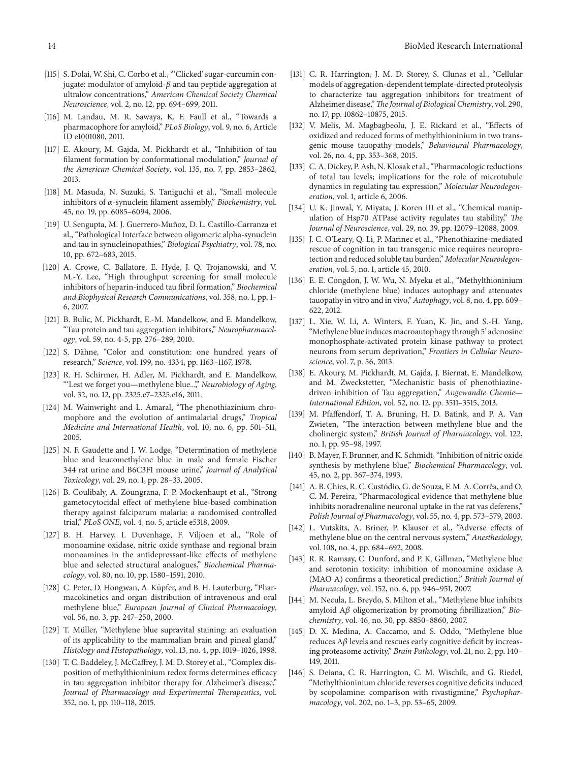[115] S. Dolai, W. Shi, C. Corbo et al., "'Clicked' sugar-curcumin conjugate: modulator of amyloid-$\beta$ and tau peptide aggregation at ultralow concentrations," *American Chemical Society Chemical Neuroscience*, vol. 2, no. 12, pp. 694–699, 2011.

[116] M. Landau, M. R. Sawaya, K. F. Faull et al., "Towards a pharmacophore for amyloid," *PLoS Biology*, vol. 9, no. 6, Article ID e1001080, 2011.

[117] E. Akoury, M. Gajda, M. Pickhardt et al., "Inhibition of tau filament formation by conformational modulation," *Journal of the American Chemical Society*, vol. 135, no. 7, pp. 2853–2862, 2013.

[118] M. Masuda, N. Suzuki, S. Taniguchi et al., "Small molecule inhibitors of $\alpha$-synuclein filament assembly," *Biochemistry*, vol. 45, no. 19, pp. 6085–6094, 2006.

[119] U. Sengupta, M. J. Guerrero-Muñoz, D. L. Castillo-Carranza et al., "Pathological Interface between oligomeric alpha-synuclein and tau in synucleinopathies," *Biological Psychiatry*, vol. 78, no. 10, pp. 672–683, 2015.

[120] A. Crowe, C. Ballatore, E. Hyde, J. Q. Trojanowski, and V. M.-Y. Lee, "High throughput screening for small molecule inhibitors of heparin-induced tau fibril formation," *Biochemical and Biophysical Research Communications*, vol. 358, no. 1, pp. 1–6, 2007.

[121] B. Bulic, M. Pickhardt, E.-M. Mandelkow, and E. Mandelkow, "Tau protein and tau aggregation inhibitors," *Neuropharmacology*, vol. 59, no. 4-5, pp. 276–289, 2010.

[122] S. Dähne, "Color and constitution: one hundred years of research," *Science*, vol. 199, no. 4334, pp. 1163–1167, 1978.

[123] R. H. Schirmer, H. Adler, M. Pickhardt, and E. Mandelkow, "'Lest we forget you—methylene blue...'," *Neurobiology of Aging*, vol. 32, no. 12, pp. 2325.e7–2325.e16, 2011.

[124] M. Wainwright and L. Amaral, "The phenothiazinium chromophore and the evolution of antimalarial drugs," *Tropical Medicine and International Health*, vol. 10, no. 6, pp. 501–511, 2005.

[125] N. F. Gaudette and J. W. Lodge, "Determination of methylene blue and leucomethylene blue in male and female Fischer 344 rat urine and B6C3F1 mouse urine," *Journal of Analytical Toxicology*, vol. 29, no. 1, pp. 28–33, 2005.

[126] B. Coulibaly, A. Zoungrana, F. P. Mockenhaupt et al., "Strong gametocytocidal effect of methylene blue-based combination therapy against falciparum malaria: a randomised controlled trial," *PLoS ONE*, vol. 4, no. 5, article e5318, 2009.

[127] B. H. Harvey, I. Duvenhage, F. Viljoen et al., "Role of monoamine oxidase, nitric oxide synthase and regional brain monoamines in the antidepressant-like effects of methylene blue and selected structural analogues," *Biochemical Pharmacology*, vol. 80, no. 10, pp. 1580–1591, 2010.

[128] C. Peter, D. Hongwan, A. Küpfer, and B. H. Lauterburg, "Pharmacokinetics and organ distribution of intravenous and oral methylene blue," *European Journal of Clinical Pharmacology*, vol. 56, no. 3, pp. 247–250, 2000.

[129] T. Müller, "Methylene blue supravital staining: an evaluation of its applicability to the mammalian brain and pineal gland," *Histology and Histopathology*, vol. 13, no. 4, pp. 1019–1026, 1998.

[130] T. C. Baddeley, J. McCaffrey, J. M. D. Storey et al., "Complex disposition of methylthioninium redox forms determines efficacy in tau aggregation inhibitor therapy for Alzheimer's disease," *Journal of Pharmacology and Experimental Therapeutics*, vol. 352, no. 1, pp. 110–118, 2015.

[131] C. R. Harrington, J. M. D. Storey, S. Clunas et al., "Cellular models of aggregation-dependent template-directed proteolysis to characterize tau aggregation inhibitors for treatment of Alzheimer disease," *The Journal of Biological Chemistry*, vol. 290, no. 17, pp. 10862–10875, 2015.

[132] V. Melis, M. Magbagbeolu, J. E. Rickard et al., "Effects of oxidized and reduced forms of methylthioninium in two transgenic mouse tauopathy models," *Behavioural Pharmacology*, vol. 26, no. 4, pp. 353–368, 2015.

[133] C. A. Dickey, P. Ash, N. Klosak et al., "Pharmacologic reductions of total tau levels; implications for the role of microtubule dynamics in regulating tau expression," *Molecular Neurodegeneration*, vol. 1, article 6, 2006.

[134] U. K. Jinwal, Y. Miyata, J. Koren III et al., "Chemical manipulation of Hsp70 ATPase activity regulates tau stability," *The Journal of Neuroscience*, vol. 29, no. 39, pp. 12079–12088, 2009.

[135] J. C. O'Leary, Q. Li, P. Marinec et al., "Phenothiazine-mediated rescue of cognition in tau transgenic mice requires neuroprotection and reduced soluble tau burden," *Molecular Neurodegeneration*, vol. 5, no. 1, article 45, 2010.

[136] E. E. Congdon, J. W. Wu, N. Myeku et al., "Methylthioninium chloride (methylene blue) induces autophagy and attenuates tauopathy in vitro and in vivo," *Autophagy*, vol. 8, no. 4, pp. 609–622, 2012.

[137] L. Xie, W. Li, A. Winters, F. Yuan, K. Jin, and S.-H. Yang, "Methylene blue induces macroautophagy through 5' adenosine monophosphate-activated protein kinase pathway to protect neurons from serum deprivation," *Frontiers in Cellular Neuroscience*, vol. 7, p. 56, 2013.

[138] E. Akoury, M. Pickhardt, M. Gajda, J. Biernat, E. Mandelkow, and M. Zweckstetter, "Mechanistic basis of phenothiazine-driven inhibition of Tau aggregation," *Angewandte Chemie—International Edition*, vol. 52, no. 12, pp. 3511–3515, 2013.

[139] M. Pfaffendorf, T. A. Bruning, H. D. Batink, and P. A. Van Zwieten, "The interaction between methylene blue and the cholinergic system," *British Journal of Pharmacology*, vol. 122, no. 1, pp. 95–98, 1997.

[140] B. Mayer, F. Brunner, and K. Schmidt, "Inhibition of nitric oxide synthesis by methylene blue," *Biochemical Pharmacology*, vol. 45, no. 2, pp. 367–374, 1993.

[141] A. B. Chies, R. C. Custódio, G. de Souza, F. M. A. Corrêa, and O. C. M. Pereira, "Pharmacological evidence that methylene blue inhibits noradrenaline neuronal uptake in the rat vas deferens," *Polish Journal of Pharmacology*, vol. 55, no. 4, pp. 573–579, 2003.

[142] L. Vutskits, A. Briner, P. Klauser et al., "Adverse effects of methylene blue on the central nervous system," *Anesthesiology*, vol. 108, no. 4, pp. 684–692, 2008.

[143] R. R. Ramsay, C. Dunford, and P. K. Gillman, "Methylene blue and serotonin toxicity: inhibition of monoamine oxidase A (MAO A) confirms a theoretical prediction," *British Journal of Pharmacology*, vol. 152, no. 6, pp. 946–951, 2007.

[144] M. Necula, L. Breydo, S. Milton et al., "Methylene blue inhibits amyloid A$\beta$ oligomerization by promoting fibrillization," *Biochemistry*, vol. 46, no. 30, pp. 8850–8860, 2007.

[145] D. X. Medina, A. Caccamo, and S. Oddo, "Methylene blue reduces A$\beta$ levels and rescues early cognitive deficit by increasing proteasome activity," *Brain Pathology*, vol. 21, no. 2, pp. 140–149, 2011.

[146] S. Deiana, C. R. Harrington, C. M. Wischik, and G. Riedel, "Methylthioninium chloride reverses cognitive deficits induced by scopolamine: comparison with rivastigmine," *Psychopharmacology*, vol. 202, no. 1–3, pp. 53–65, 2009.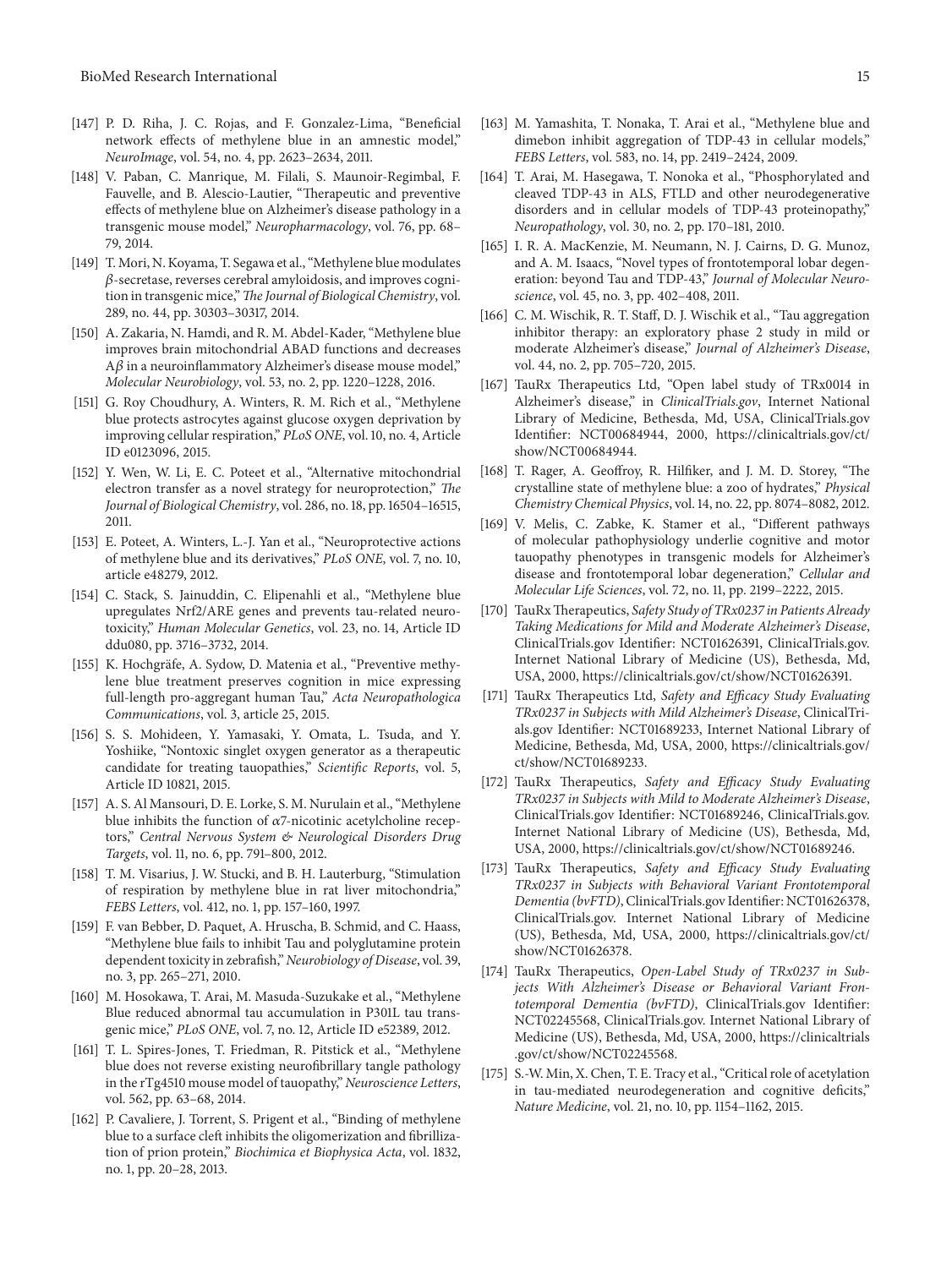[147] P. D. Riha, J. C. Rojas, and F. Gonzalez-Lima, "Beneficial network effects of methylene blue in an amnestic model," *NeuroImage*, vol. 54, no. 4, pp. 2623–2634, 2011.

[148] V. Paban, C. Manrique, M. Filali, S. Maunoir-Regimbal, F. Fauvelle, and B. Alescio-Lautier, "Therapeutic and preventive effects of methylene blue on Alzheimer's disease pathology in a transgenic mouse model," *Neuropharmacology*, vol. 76, pp. 68–79, 2014.

[149] T. Mori, N. Koyama, T. Segawa et al., "Methylene blue modulates $\beta$-secretase, reverses cerebral amyloidosis, and improves cognition in transgenic mice," *The Journal of Biological Chemistry*, vol. 289, no. 44, pp. 30303–30317, 2014.

[150] A. Zakaria, N. Hamdi, and R. M. Abdel-Kader, "Methylene blue improves brain mitochondrial ABAD functions and decreases A$\beta$ in a neuroinflammatory Alzheimer's disease mouse model," *Molecular Neurobiology*, vol. 53, no. 2, pp. 1220–1228, 2016.

[151] G. Roy Choudhury, A. Winters, R. M. Rich et al., "Methylene blue protects astrocytes against glucose oxygen deprivation by improving cellular respiration," *PLoS ONE*, vol. 10, no. 4, Article ID e0123096, 2015.

[152] Y. Wen, W. Li, E. C. Poteet et al., "Alternative mitochondrial electron transfer as a novel strategy for neuroprotection," *The Journal of Biological Chemistry*, vol. 286, no. 18, pp. 16504–16515, 2011.

[153] E. Poteet, A. Winters, L.-J. Yan et al., "Neuroprotective actions of methylene blue and its derivatives," *PLoS ONE*, vol. 7, no. 10, article e48279, 2012.

[154] C. Stack, S. Jainuddin, C. Elipenahli et al., "Methylene blue upregulates Nrf2/ARE genes and prevents tau-related neurotoxicity," *Human Molecular Genetics*, vol. 23, no. 14, Article ID ddu080, pp. 3716–3732, 2014.

[155] K. Hochgräfe, A. Sydow, D. Matenia et al., "Preventive methylene blue treatment preserves cognition in mice expressing full-length pro-aggregant human Tau," *Acta Neuropathologica Communications*, vol. 3, article 25, 2015.

[156] S. S. Mohideen, Y. Yamasaki, Y. Omata, L. Tsuda, and Y. Yoshiike, "Nontoxic singlet oxygen generator as a therapeutic candidate for treating tauopathies," *Scientific Reports*, vol. 5, Article ID 10821, 2015.

[157] A. S. Al Mansouri, D. E. Lorke, S. M. Nurulain et al., "Methylene blue inhibits the function of $\alpha$7-nicotinic acetylcholine receptors," *Central Nervous System & Neurological Disorders Drug Targets*, vol. 11, no. 6, pp. 791–800, 2012.

[158] T. M. Visarius, J. W. Stucki, and B. H. Lauterburg, "Stimulation of respiration by methylene blue in rat liver mitochondria," *FEBS Letters*, vol. 412, no. 1, pp. 157–160, 1997.

[159] F. van Bebber, D. Paquet, A. Hruscha, B. Schmid, and C. Haass, "Methylene blue fails to inhibit Tau and polyglutamine protein dependent toxicity in zebrafish," *Neurobiology of Disease*, vol. 39, no. 3, pp. 265–271, 2010.

[160] M. Hosokawa, T. Arai, M. Masuda-Suzukake et al., "Methylene Blue reduced abnormal tau accumulation in P301L tau transgenic mice," *PLoS ONE*, vol. 7, no. 12, Article ID e52389, 2012.

[161] T. L. Spires-Jones, T. Friedman, R. Pitstick et al., "Methylene blue does not reverse existing neurofibrillary tangle pathology in the rTg4510 mouse model of tauopathy," *Neuroscience Letters*, vol. 562, pp. 63–68, 2014.

[162] P. Cavaliere, J. Torrent, S. Prigent et al., "Binding of methylene blue to a surface cleft inhibits the oligomerization and fibrillization of prion protein," *Biochimica et Biophysica Acta*, vol. 1832, no. 1, pp. 20–28, 2013.

[163] M. Yamashita, T. Nonaka, T. Arai et al., "Methylene blue and dimebon inhibit aggregation of TDP-43 in cellular models," *FEBS Letters*, vol. 583, no. 14, pp. 2419–2424, 2009.

[164] T. Arai, M. Hasegawa, T. Nonoka et al., "Phosphorylated and cleaved TDP-43 in ALS, FTLD and other neurodegenerative disorders and in cellular models of TDP-43 proteinopathy," *Neuropathology*, vol. 30, no. 2, pp. 170–181, 2010.

[165] I. R. A. MacKenzie, M. Neumann, N. J. Cairns, D. G. Munoz, and A. M. Isaacs, "Novel types of frontotemporal lobar degeneration: beyond Tau and TDP-43," *Journal of Molecular Neuroscience*, vol. 45, no. 3, pp. 402–408, 2011.

[166] C. M. Wischik, R. T. Staff, D. J. Wischik et al., "Tau aggregation inhibitor therapy: an exploratory phase 2 study in mild or moderate Alzheimer's disease," *Journal of Alzheimer's Disease*, vol. 44, no. 2, pp. 705–720, 2015.

[167] TauRx Therapeutics Ltd, "Open label study of TRx0014 in Alzheimer's disease," in *ClinicalTrials.gov*, Internet National Library of Medicine, Bethesda, Md, USA, ClinicalTrials.gov Identifier: NCT00684944, 2000, https://clinicaltrials.gov/ct/show/NCT00684944.

[168] T. Rager, A. Geoffroy, R. Hilfiker, and J. M. D. Storey, "The crystalline state of methylene blue: a zoo of hydrates," *Physical Chemistry Chemical Physics*, vol. 14, no. 22, pp. 8074–8082, 2012.

[169] V. Melis, C. Zabke, K. Stamer et al., "Different pathways of molecular pathophysiology underlie cognitive and motor tauopathy phenotypes in transgenic models for Alzheimer's disease and frontotemporal lobar degeneration," *Cellular and Molecular Life Sciences*, vol. 72, no. 11, pp. 2199–2222, 2015.

[170] TauRx Therapeutics, *Safety Study of TRx0237 in Patients Already Taking Medications for Mild and Moderate Alzheimer's Disease*, ClinicalTrials.gov Identifier: NCT01626391, ClinicalTrials.gov. Internet National Library of Medicine (US), Bethesda, Md, USA, 2000, https://clinicaltrials.gov/ct/show/NCT01626391.

[171] TauRx Therapeutics Ltd, *Safety and Efficacy Study Evaluating TRx0237 in Subjects with Mild Alzheimer's Disease*, ClinicalTrials.gov Identifier: NCT01689233, Internet National Library of Medicine, Bethesda, Md, USA, 2000, https://clinicaltrials.gov/ct/show/NCT01689233.

[172] TauRx Therapeutics, *Safety and Efficacy Study Evaluating TRx0237 in Subjects with Mild to Moderate Alzheimer's Disease*, ClinicalTrials.gov Identifier: NCT01689246, ClinicalTrials.gov. Internet National Library of Medicine (US), Bethesda, Md, USA, 2000, https://clinicaltrials.gov/ct/show/NCT01689246.

[173] TauRx Therapeutics, *Safety and Efficacy Study Evaluating TRx0237 in Subjects with Behavioral Variant Frontotemporal Dementia (bvFTD)*, ClinicalTrials.gov Identifier: NCT01626378, ClinicalTrials.gov. Internet National Library of Medicine (US), Bethesda, Md, USA, 2000, https://clinicaltrials.gov/ct/show/NCT01626378.

[174] TauRx Therapeutics, *Open-Label Study of TRx0237 in Subjects With Alzheimer's Disease or Behavioral Variant Frontotemporal Dementia (bvFTD)*, ClinicalTrials.gov Identifier: NCT02245568, ClinicalTrials.gov. Internet National Library of Medicine (US), Bethesda, Md, USA, 2000, https://clinicaltrials.gov/ct/show/NCT02245568.

[175] S.-W. Min, X. Chen, T. E. Tracy et al., "Critical role of acetylation in tau-mediated neurodegeneration and cognitive deficits," *Nature Medicine*, vol. 21, no. 10, pp. 1154–1162, 2015.